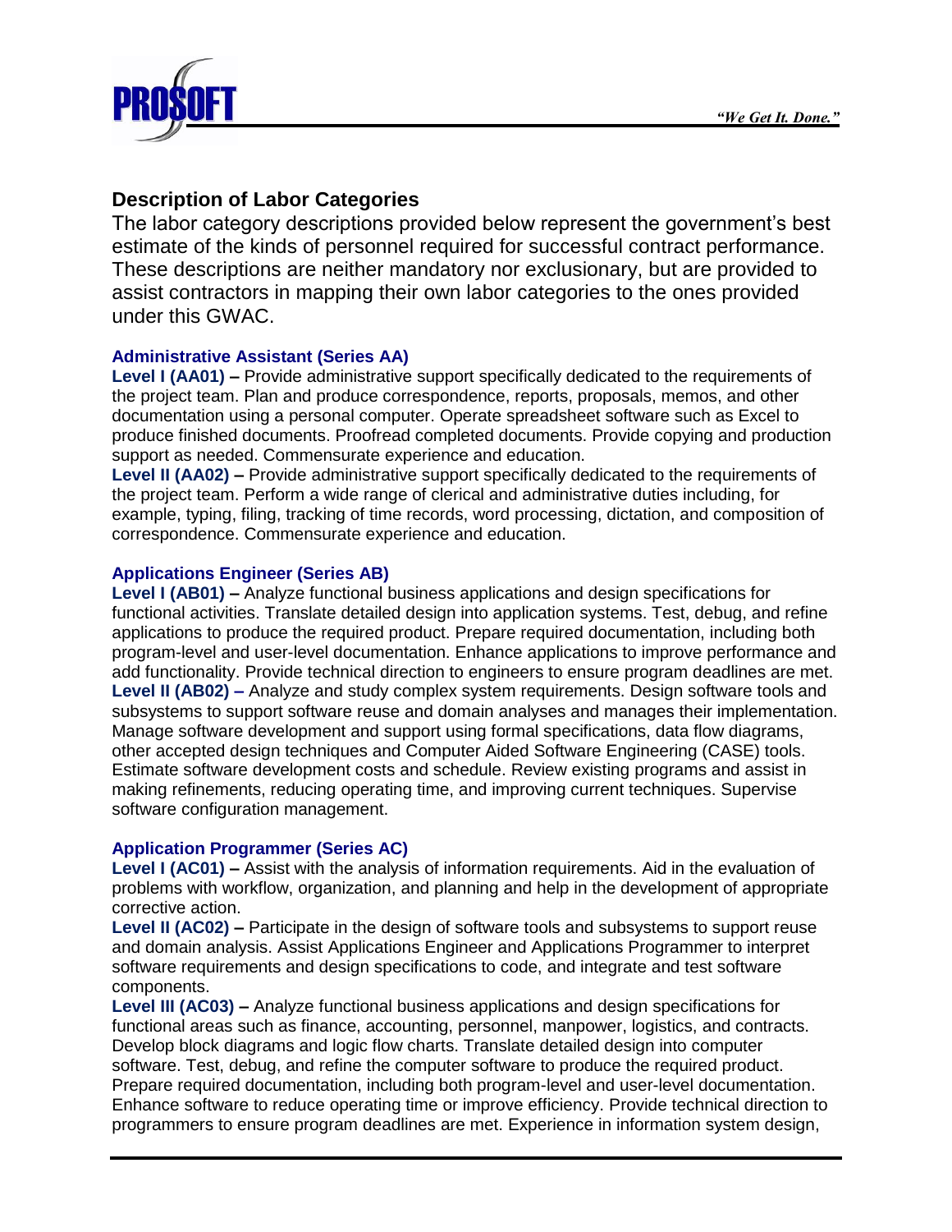## Description of Labor Categories

The labor category descriptions provided below represent the government's best estimate of the kinds of personnel required for successful contract performance. These descriptions are neither mandatory nor exclusionary, but are provided to assist contractors in mapping their own labor categories to the ones provided under this GWAC.

### Administrative Assistant (Series AA)

**Level I (AA01) –** Provide administrative support specifically dedicated to the requirements of the project team. Plan and produce correspondence, reports, proposals, memos, and other documentation using a personal computer. Operate spreadsheet software such as Excel to produce finished documents. Proofread completed documents. Provide copying and production support as needed. Commensurate experience and education.

**Level II (AA02) –** Provide administrative support specifically dedicated to the requirements of the project team. Perform a wide range of clerical and administrative duties including, for example, typing, filing, tracking of time records, word processing, dictation, and composition of correspondence. Commensurate experience and education.

### Applications Engineer (Series AB)

**Level I (AB01) –** Analyze functional business applications and design specifications for functional activities. Translate detailed design into application systems. Test, debug, and refine applications to produce the required product. Prepare required documentation, including both program-level and user-level documentation. Enhance applications to improve performance and add functionality. Provide technical direction to engineers to ensure program deadlines are met.

**Level II (AB02) –** Analyze and study complex system requirements. Design software tools and subsystems to support software reuse and domain analyses and manages their implementation. Manage software development and support using formal specifications, data flow diagrams, other accepted design techniques and Computer Aided Software Engineering (CASE) tools. Estimate software development costs and schedule. Review existing programs and assist in making refinements, reducing operating time, and improving current techniques. Supervise software configuration management.

### Application Programmer (Series AC)

**Level I (AC01) –** Assist with the analysis of information requirements. Aid in the evaluation of problems with workflow, organization, and planning and help in the development of appropriate corrective action.

**Level II (AC02) –** Participate in the design of software tools and subsystems to support reuse and domain analysis. Assist Applications Engineer and Applications Programmer to interpret software requirements and design specifications to code, and integrate and test software components.

**Level III (AC03) –** Analyze functional business applications and design specifications for functional areas such as finance, accounting, personnel, manpower, logistics, and contracts. Develop block diagrams and logic flow charts. Translate detailed design into computer software. Test, debug, and refine the computer software to produce the required product. Prepare required documentation, including both program-level and user-level documentation. Enhance software to reduce operating time or improve efficiency. Provide technical direction to programmers to ensure program deadlines are met. Experience in information system design,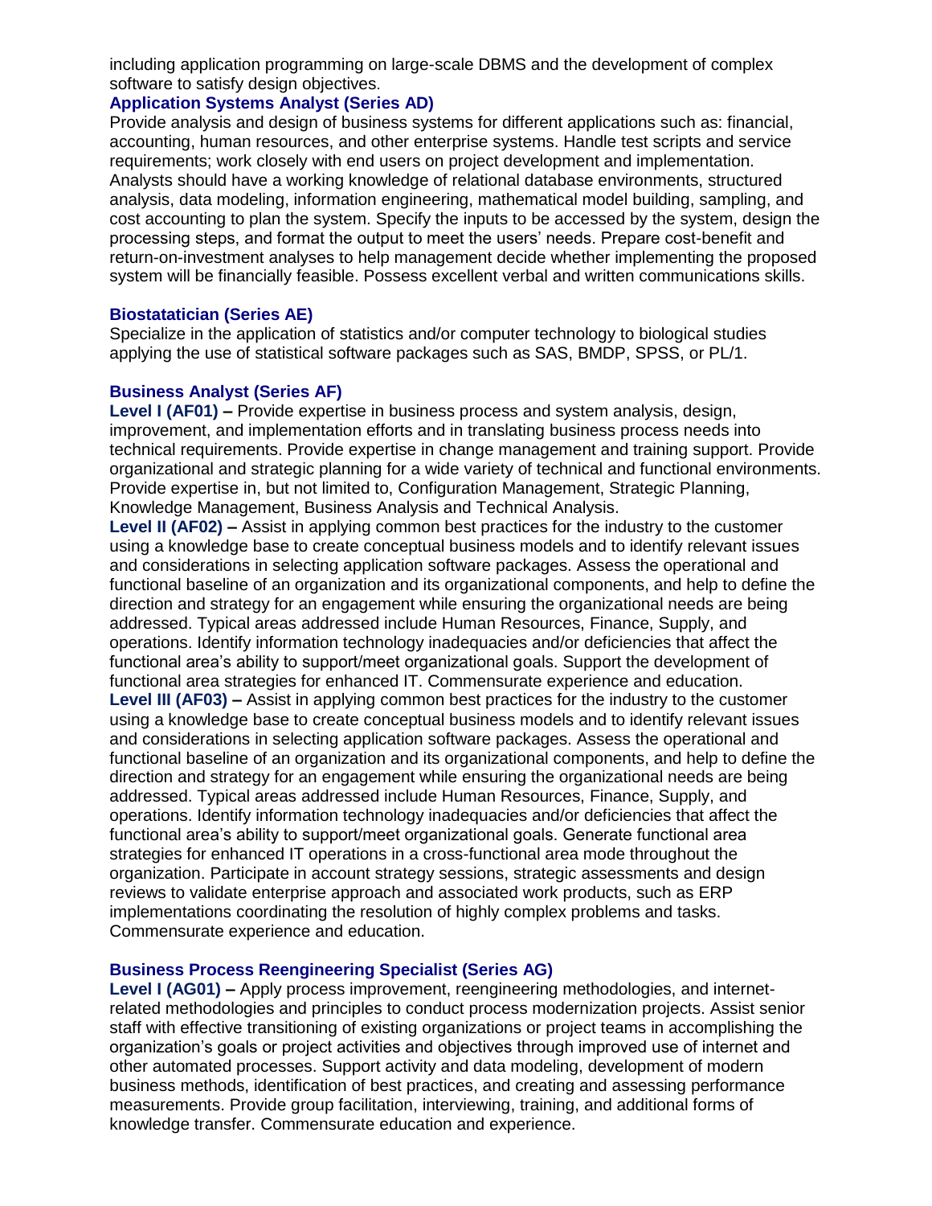including application programming on large-scale DBMS and the development of complex software to satisfy design objectives.

### Application Systems Analyst (Series AD)

Provide analysis and design of business systems for different applications such as: financial, accounting, human resources, and other enterprise systems. Handle test scripts and service requirements; work closely with end users on project development and implementation. Analysts should have a working knowledge of relational database environments, structured analysis, data modeling, information engineering, mathematical model building, sampling, and cost accounting to plan the system. Specify the inputs to be accessed by the system, design the processing steps, and format the output to meet the users' needs. Prepare cost-benefit and return-on-investment analyses to help management decide whether implementing the proposed system will be financially feasible. Possess excellent verbal and written communications skills.

### Biostatatician (Series AE)

Specialize in the application of statistics and/or computer technology to biological studies applying the use of statistical software packages such as SAS, BMDP, SPSS, or PL/1.

### Business Analyst (Series AF)

**Level I (AF01) –** Provide expertise in business process and system analysis, design, improvement, and implementation efforts and in translating business process needs into technical requirements. Provide expertise in change management and training support. Provide organizational and strategic planning for a wide variety of technical and functional environments. Provide expertise in, but not limited to, Configuration Management, Strategic Planning, Knowledge Management, Business Analysis and Technical Analysis.

**Level II (AF02) –** Assist in applying common best practices for the industry to the customer using a knowledge base to create conceptual business models and to identify relevant issues and considerations in selecting application software packages. Assess the operational and functional baseline of an organization and its organizational components, and help to define the direction and strategy for an engagement while ensuring the organizational needs are being addressed. Typical areas addressed include Human Resources, Finance, Supply, and operations. Identify information technology inadequacies and/or deficiencies that affect the functional area's ability to support/meet organizational goals. Support the development of functional area strategies for enhanced IT. Commensurate experience and education.

**Level III (AF03) –** Assist in applying common best practices for the industry to the customer using a knowledge base to create conceptual business models and to identify relevant issues and considerations in selecting application software packages. Assess the operational and functional baseline of an organization and its organizational components, and help to define the direction and strategy for an engagement while ensuring the organizational needs are being addressed. Typical areas addressed include Human Resources, Finance, Supply, and operations. Identify information technology inadequacies and/or deficiencies that affect the functional area's ability to support/meet organizational goals. Generate functional area strategies for enhanced IT operations in a cross-functional area mode throughout the organization. Participate in account strategy sessions, strategic assessments and design reviews to validate enterprise approach and associated work products, such as ERP implementations coordinating the resolution of highly complex problems and tasks. Commensurate experience and education.

### Business Process Reengineering Specialist (Series AG)

**Level I (AG01) –** Apply process improvement, reengineering methodologies, and internet-related methodologies and principles to conduct process modernization projects. Assist senior staff with effective transitioning of existing organizations or project teams in accomplishing the organization's goals or project activities and objectives through improved use of internet and other automated processes. Support activity and data modeling, development of modern business methods, identification of best practices, and creating and assessing performance measurements. Provide group facilitation, interviewing, training, and additional forms of knowledge transfer. Commensurate education and experience.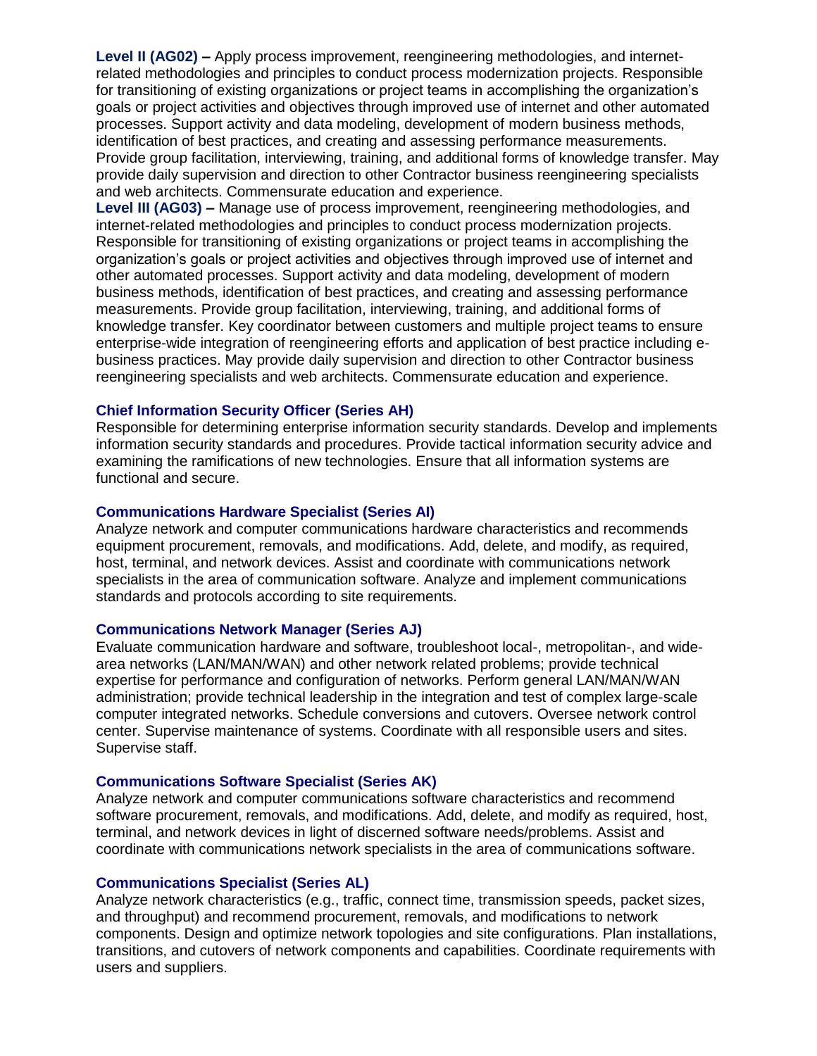**Level II (AG02) –** Apply process improvement, reengineering methodologies, and internet-related methodologies and principles to conduct process modernization projects. Responsible for transitioning of existing organizations or project teams in accomplishing the organization's goals or project activities and objectives through improved use of internet and other automated processes. Support activity and data modeling, development of modern business methods, identification of best practices, and creating and assessing performance measurements. Provide group facilitation, interviewing, training, and additional forms of knowledge transfer. May provide daily supervision and direction to other Contractor business reengineering specialists and web architects. Commensurate education and experience.

**Level III (AG03) –** Manage use of process improvement, reengineering methodologies, and internet-related methodologies and principles to conduct process modernization projects. Responsible for transitioning of existing organizations or project teams in accomplishing the organization's goals or project activities and objectives through improved use of internet and other automated processes. Support activity and data modeling, development of modern business methods, identification of best practices, and creating and assessing performance measurements. Provide group facilitation, interviewing, training, and additional forms of knowledge transfer. Key coordinator between customers and multiple project teams to ensure enterprise-wide integration of reengineering efforts and application of best practice including e-business practices. May provide daily supervision and direction to other Contractor business reengineering specialists and web architects. Commensurate education and experience.

### Chief Information Security Officer (Series AH)

Responsible for determining enterprise information security standards. Develop and implements information security standards and procedures. Provide tactical information security advice and examining the ramifications of new technologies. Ensure that all information systems are functional and secure.

### Communications Hardware Specialist (Series AI)

Analyze network and computer communications hardware characteristics and recommends equipment procurement, removals, and modifications. Add, delete, and modify, as required, host, terminal, and network devices. Assist and coordinate with communications network specialists in the area of communication software. Analyze and implement communications standards and protocols according to site requirements.

### Communications Network Manager (Series AJ)

Evaluate communication hardware and software, troubleshoot local-, metropolitan-, and wide-area networks (LAN/MAN/WAN) and other network related problems; provide technical expertise for performance and configuration of networks. Perform general LAN/MAN/WAN administration; provide technical leadership in the integration and test of complex large-scale computer integrated networks. Schedule conversions and cutovers. Oversee network control center. Supervise maintenance of systems. Coordinate with all responsible users and sites. Supervise staff.

### Communications Software Specialist (Series AK)

Analyze network and computer communications software characteristics and recommend software procurement, removals, and modifications. Add, delete, and modify as required, host, terminal, and network devices in light of discerned software needs/problems. Assist and coordinate with communications network specialists in the area of communications software.

### Communications Specialist (Series AL)

Analyze network characteristics (e.g., traffic, connect time, transmission speeds, packet sizes, and throughput) and recommend procurement, removals, and modifications to network components. Design and optimize network topologies and site configurations. Plan installations, transitions, and cutovers of network components and capabilities. Coordinate requirements with users and suppliers.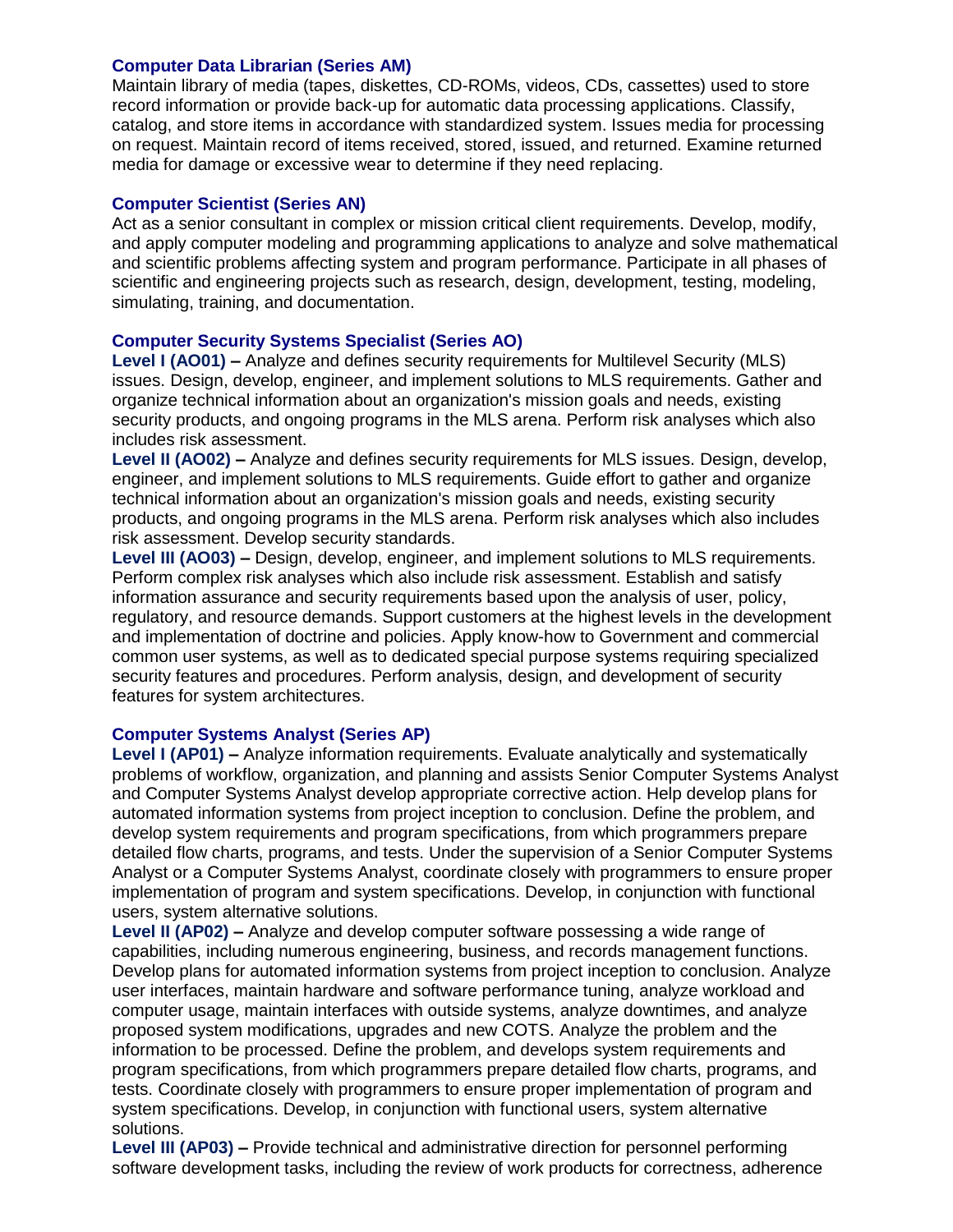### Computer Data Librarian (Series AM)

Maintain library of media (tapes, diskettes, CD-ROMs, videos, CDs, cassettes) used to store record information or provide back-up for automatic data processing applications. Classify, catalog, and store items in accordance with standardized system. Issues media for processing on request. Maintain record of items received, stored, issued, and returned. Examine returned media for damage or excessive wear to determine if they need replacing.

### Computer Scientist (Series AN)

Act as a senior consultant in complex or mission critical client requirements. Develop, modify, and apply computer modeling and programming applications to analyze and solve mathematical and scientific problems affecting system and program performance. Participate in all phases of scientific and engineering projects such as research, design, development, testing, modeling, simulating, training, and documentation.

### Computer Security Systems Specialist (Series AO)

**Level I (AO01) –** Analyze and defines security requirements for Multilevel Security (MLS) issues. Design, develop, engineer, and implement solutions to MLS requirements. Gather and organize technical information about an organization's mission goals and needs, existing security products, and ongoing programs in the MLS arena. Perform risk analyses which also includes risk assessment.

**Level II (AO02) –** Analyze and defines security requirements for MLS issues. Design, develop, engineer, and implement solutions to MLS requirements. Guide effort to gather and organize technical information about an organization's mission goals and needs, existing security products, and ongoing programs in the MLS arena. Perform risk analyses which also includes risk assessment. Develop security standards.

**Level III (AO03) –** Design, develop, engineer, and implement solutions to MLS requirements. Perform complex risk analyses which also include risk assessment. Establish and satisfy information assurance and security requirements based upon the analysis of user, policy, regulatory, and resource demands. Support customers at the highest levels in the development and implementation of doctrine and policies. Apply know-how to Government and commercial common user systems, as well as to dedicated special purpose systems requiring specialized security features and procedures. Perform analysis, design, and development of security features for system architectures.

### Computer Systems Analyst (Series AP)

**Level I (AP01) –** Analyze information requirements. Evaluate analytically and systematically problems of workflow, organization, and planning and assists Senior Computer Systems Analyst and Computer Systems Analyst develop appropriate corrective action. Help develop plans for automated information systems from project inception to conclusion. Define the problem, and develop system requirements and program specifications, from which programmers prepare detailed flow charts, programs, and tests. Under the supervision of a Senior Computer Systems Analyst or a Computer Systems Analyst, coordinate closely with programmers to ensure proper implementation of program and system specifications. Develop, in conjunction with functional users, system alternative solutions.

**Level II (AP02) –** Analyze and develop computer software possessing a wide range of capabilities, including numerous engineering, business, and records management functions. Develop plans for automated information systems from project inception to conclusion. Analyze user interfaces, maintain hardware and software performance tuning, analyze workload and computer usage, maintain interfaces with outside systems, analyze downtimes, and analyze proposed system modifications, upgrades and new COTS. Analyze the problem and the information to be processed. Define the problem, and develops system requirements and program specifications, from which programmers prepare detailed flow charts, programs, and tests. Coordinate closely with programmers to ensure proper implementation of program and system specifications. Develop, in conjunction with functional users, system alternative solutions.

**Level III (AP03) –** Provide technical and administrative direction for personnel performing software development tasks, including the review of work products for correctness, adherence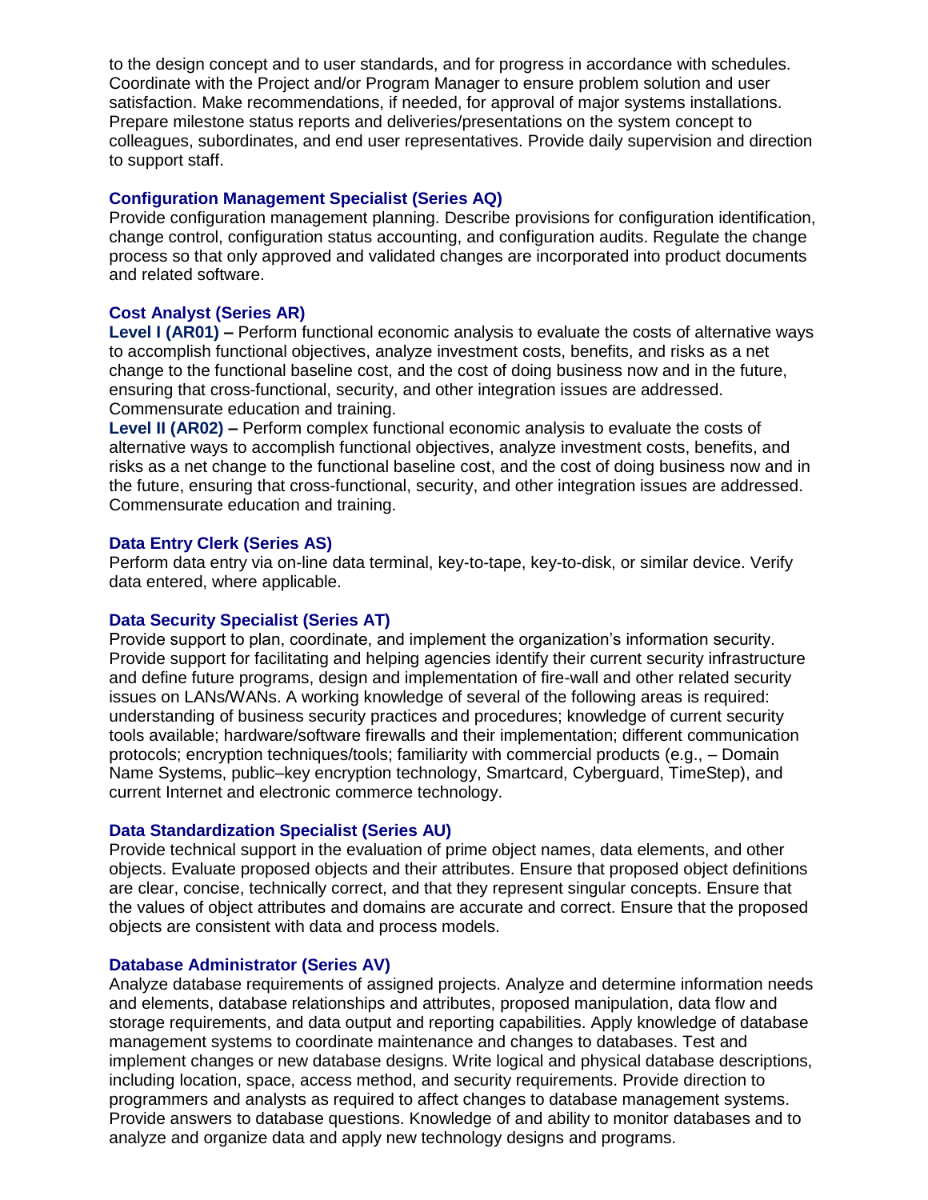to the design concept and to user standards, and for progress in accordance with schedules. Coordinate with the Project and/or Program Manager to ensure problem solution and user satisfaction. Make recommendations, if needed, for approval of major systems installations. Prepare milestone status reports and deliveries/presentations on the system concept to colleagues, subordinates, and end user representatives. Provide daily supervision and direction to support staff.

### Configuration Management Specialist (Series AQ)

Provide configuration management planning. Describe provisions for configuration identification, change control, configuration status accounting, and configuration audits. Regulate the change process so that only approved and validated changes are incorporated into product documents and related software.

### Cost Analyst (Series AR)

**Level I (AR01) –** Perform functional economic analysis to evaluate the costs of alternative ways to accomplish functional objectives, analyze investment costs, benefits, and risks as a net change to the functional baseline cost, and the cost of doing business now and in the future, ensuring that cross-functional, security, and other integration issues are addressed. Commensurate education and training.

**Level II (AR02) –** Perform complex functional economic analysis to evaluate the costs of alternative ways to accomplish functional objectives, analyze investment costs, benefits, and risks as a net change to the functional baseline cost, and the cost of doing business now and in the future, ensuring that cross-functional, security, and other integration issues are addressed. Commensurate education and training.

### Data Entry Clerk (Series AS)

Perform data entry via on-line data terminal, key-to-tape, key-to-disk, or similar device. Verify data entered, where applicable.

### Data Security Specialist (Series AT)

Provide support to plan, coordinate, and implement the organization's information security. Provide support for facilitating and helping agencies identify their current security infrastructure and define future programs, design and implementation of fire-wall and other related security issues on LANs/WANs. A working knowledge of several of the following areas is required: understanding of business security practices and procedures; knowledge of current security tools available; hardware/software firewalls and their implementation; different communication protocols; encryption techniques/tools; familiarity with commercial products (e.g., – Domain Name Systems, public–key encryption technology, Smartcard, Cyberguard, TimeStep), and current Internet and electronic commerce technology.

### Data Standardization Specialist (Series AU)

Provide technical support in the evaluation of prime object names, data elements, and other objects. Evaluate proposed objects and their attributes. Ensure that proposed object definitions are clear, concise, technically correct, and that they represent singular concepts. Ensure that the values of object attributes and domains are accurate and correct. Ensure that the proposed objects are consistent with data and process models.

### Database Administrator (Series AV)

Analyze database requirements of assigned projects. Analyze and determine information needs and elements, database relationships and attributes, proposed manipulation, data flow and storage requirements, and data output and reporting capabilities. Apply knowledge of database management systems to coordinate maintenance and changes to databases. Test and implement changes or new database designs. Write logical and physical database descriptions, including location, space, access method, and security requirements. Provide direction to programmers and analysts as required to affect changes to database management systems. Provide answers to database questions. Knowledge of and ability to monitor databases and to analyze and organize data and apply new technology designs and programs.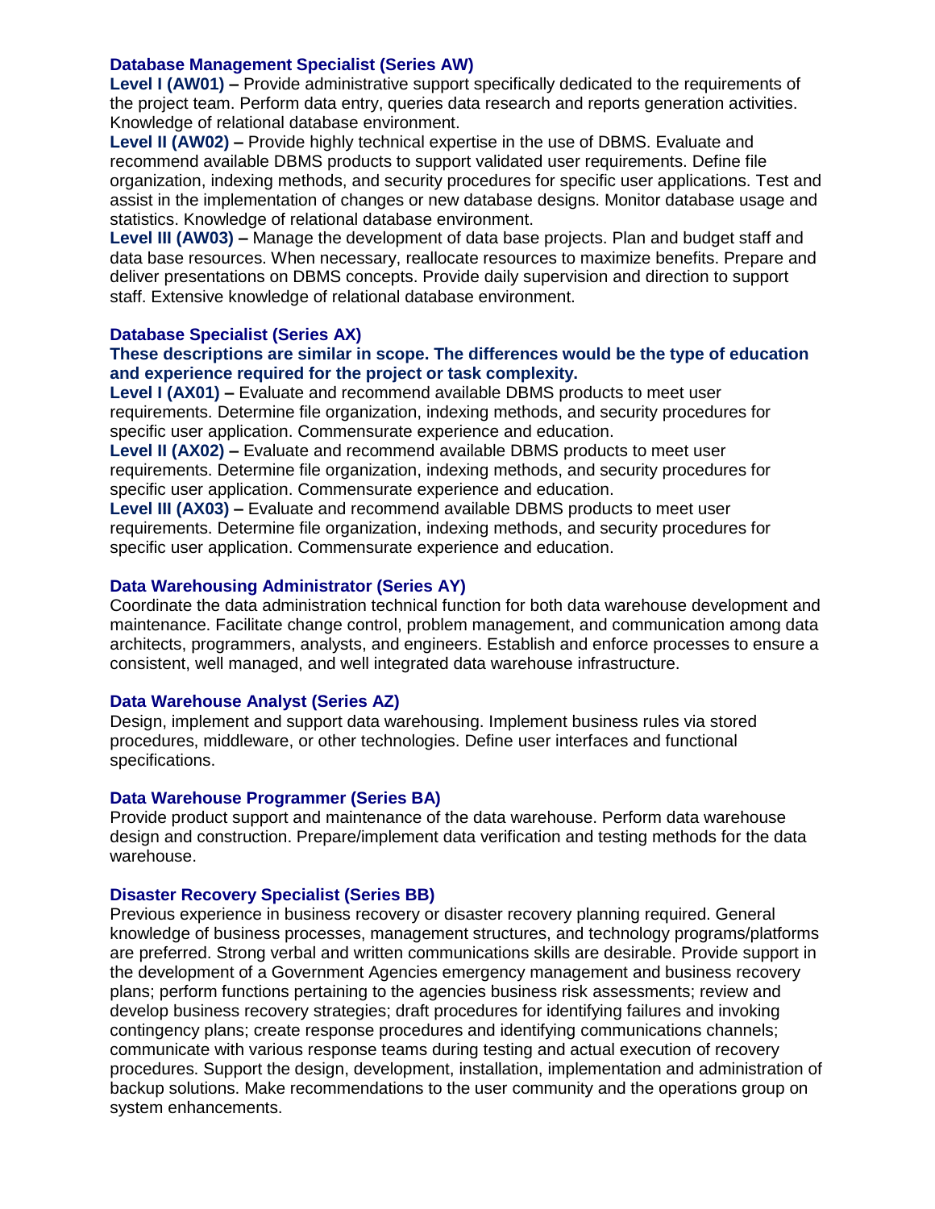### Database Management Specialist (Series AW)

**Level I (AW01) –** Provide administrative support specifically dedicated to the requirements of the project team. Perform data entry, queries data research and reports generation activities. Knowledge of relational database environment.

**Level II (AW02) –** Provide highly technical expertise in the use of DBMS. Evaluate and recommend available DBMS products to support validated user requirements. Define file organization, indexing methods, and security procedures for specific user applications. Test and assist in the implementation of changes or new database designs. Monitor database usage and statistics. Knowledge of relational database environment.

**Level III (AW03) –** Manage the development of data base projects. Plan and budget staff and data base resources. When necessary, reallocate resources to maximize benefits. Prepare and deliver presentations on DBMS concepts. Provide daily supervision and direction to support staff. Extensive knowledge of relational database environment.

### Database Specialist (Series AX)

**These descriptions are similar in scope. The differences would be the type of education and experience required for the project or task complexity.**

**Level I (AX01) –** Evaluate and recommend available DBMS products to meet user requirements. Determine file organization, indexing methods, and security procedures for specific user application. Commensurate experience and education.

**Level II (AX02) –** Evaluate and recommend available DBMS products to meet user requirements. Determine file organization, indexing methods, and security procedures for specific user application. Commensurate experience and education.

**Level III (AX03) –** Evaluate and recommend available DBMS products to meet user requirements. Determine file organization, indexing methods, and security procedures for specific user application. Commensurate experience and education.

### Data Warehousing Administrator (Series AY)

Coordinate the data administration technical function for both data warehouse development and maintenance. Facilitate change control, problem management, and communication among data architects, programmers, analysts, and engineers. Establish and enforce processes to ensure a consistent, well managed, and well integrated data warehouse infrastructure.

### Data Warehouse Analyst (Series AZ)

Design, implement and support data warehousing. Implement business rules via stored procedures, middleware, or other technologies. Define user interfaces and functional specifications.

### Data Warehouse Programmer (Series BA)

Provide product support and maintenance of the data warehouse. Perform data warehouse design and construction. Prepare/implement data verification and testing methods for the data warehouse.

### Disaster Recovery Specialist (Series BB)

Previous experience in business recovery or disaster recovery planning required. General knowledge of business processes, management structures, and technology programs/platforms are preferred. Strong verbal and written communications skills are desirable. Provide support in the development of a Government Agencies emergency management and business recovery plans; perform functions pertaining to the agencies business risk assessments; review and develop business recovery strategies; draft procedures for identifying failures and invoking contingency plans; create response procedures and identifying communications channels; communicate with various response teams during testing and actual execution of recovery procedures. Support the design, development, installation, implementation and administration of backup solutions. Make recommendations to the user community and the operations group on system enhancements.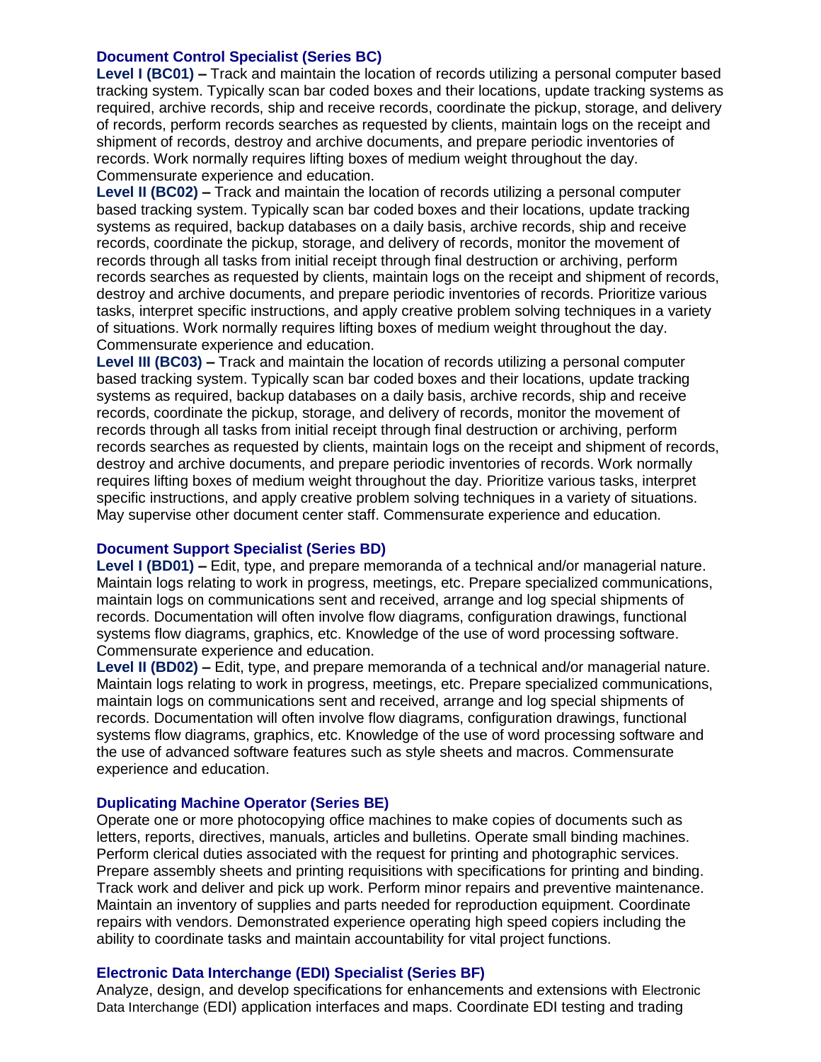### Document Control Specialist (Series BC)

**Level I (BC01) –** Track and maintain the location of records utilizing a personal computer based tracking system. Typically scan bar coded boxes and their locations, update tracking systems as required, archive records, ship and receive records, coordinate the pickup, storage, and delivery of records, perform records searches as requested by clients, maintain logs on the receipt and shipment of records, destroy and archive documents, and prepare periodic inventories of records. Work normally requires lifting boxes of medium weight throughout the day. Commensurate experience and education.

**Level II (BC02) –** Track and maintain the location of records utilizing a personal computer based tracking system. Typically scan bar coded boxes and their locations, update tracking systems as required, backup databases on a daily basis, archive records, ship and receive records, coordinate the pickup, storage, and delivery of records, monitor the movement of records through all tasks from initial receipt through final destruction or archiving, perform records searches as requested by clients, maintain logs on the receipt and shipment of records, destroy and archive documents, and prepare periodic inventories of records. Prioritize various tasks, interpret specific instructions, and apply creative problem solving techniques in a variety of situations. Work normally requires lifting boxes of medium weight throughout the day. Commensurate experience and education.

**Level III (BC03) –** Track and maintain the location of records utilizing a personal computer based tracking system. Typically scan bar coded boxes and their locations, update tracking systems as required, backup databases on a daily basis, archive records, ship and receive records, coordinate the pickup, storage, and delivery of records, monitor the movement of records through all tasks from initial receipt through final destruction or archiving, perform records searches as requested by clients, maintain logs on the receipt and shipment of records, destroy and archive documents, and prepare periodic inventories of records. Work normally requires lifting boxes of medium weight throughout the day. Prioritize various tasks, interpret specific instructions, and apply creative problem solving techniques in a variety of situations. May supervise other document center staff. Commensurate experience and education.

### Document Support Specialist (Series BD)

**Level I (BD01) –** Edit, type, and prepare memoranda of a technical and/or managerial nature. Maintain logs relating to work in progress, meetings, etc. Prepare specialized communications, maintain logs on communications sent and received, arrange and log special shipments of records. Documentation will often involve flow diagrams, configuration drawings, functional systems flow diagrams, graphics, etc. Knowledge of the use of word processing software. Commensurate experience and education.

**Level II (BD02) –** Edit, type, and prepare memoranda of a technical and/or managerial nature. Maintain logs relating to work in progress, meetings, etc. Prepare specialized communications, maintain logs on communications sent and received, arrange and log special shipments of records. Documentation will often involve flow diagrams, configuration drawings, functional systems flow diagrams, graphics, etc. Knowledge of the use of word processing software and the use of advanced software features such as style sheets and macros. Commensurate experience and education.

### Duplicating Machine Operator (Series BE)

Operate one or more photocopying office machines to make copies of documents such as letters, reports, directives, manuals, articles and bulletins. Operate small binding machines. Perform clerical duties associated with the request for printing and photographic services. Prepare assembly sheets and printing requisitions with specifications for printing and binding. Track work and deliver and pick up work. Perform minor repairs and preventive maintenance. Maintain an inventory of supplies and parts needed for reproduction equipment. Coordinate repairs with vendors. Demonstrated experience operating high speed copiers including the ability to coordinate tasks and maintain accountability for vital project functions.

### Electronic Data Interchange (EDI) Specialist (Series BF)

Analyze, design, and develop specifications for enhancements and extensions with Electronic Data Interchange (EDI) application interfaces and maps. Coordinate EDI testing and trading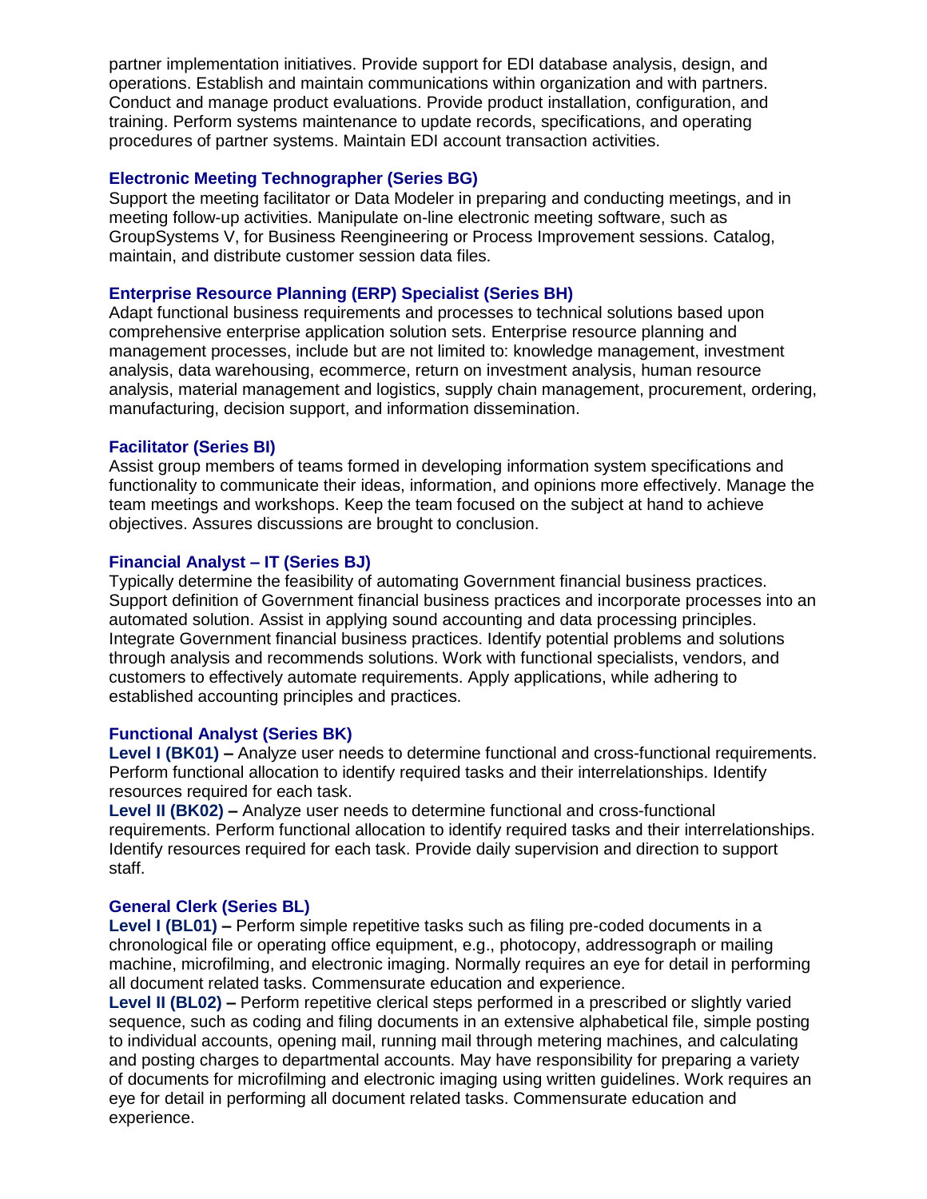partner implementation initiatives. Provide support for EDI database analysis, design, and operations. Establish and maintain communications within organization and with partners. Conduct and manage product evaluations. Provide product installation, configuration, and training. Perform systems maintenance to update records, specifications, and operating procedures of partner systems. Maintain EDI account transaction activities.

### Electronic Meeting Technographer (Series BG)

Support the meeting facilitator or Data Modeler in preparing and conducting meetings, and in meeting follow-up activities. Manipulate on-line electronic meeting software, such as GroupSystems V, for Business Reengineering or Process Improvement sessions. Catalog, maintain, and distribute customer session data files.

### Enterprise Resource Planning (ERP) Specialist (Series BH)

Adapt functional business requirements and processes to technical solutions based upon comprehensive enterprise application solution sets. Enterprise resource planning and management processes, include but are not limited to: knowledge management, investment analysis, data warehousing, ecommerce, return on investment analysis, human resource analysis, material management and logistics, supply chain management, procurement, ordering, manufacturing, decision support, and information dissemination.

### Facilitator (Series BI)

Assist group members of teams formed in developing information system specifications and functionality to communicate their ideas, information, and opinions more effectively. Manage the team meetings and workshops. Keep the team focused on the subject at hand to achieve objectives. Assures discussions are brought to conclusion.

### Financial Analyst – IT (Series BJ)

Typically determine the feasibility of automating Government financial business practices. Support definition of Government financial business practices and incorporate processes into an automated solution. Assist in applying sound accounting and data processing principles. Integrate Government financial business practices. Identify potential problems and solutions through analysis and recommends solutions. Work with functional specialists, vendors, and customers to effectively automate requirements. Apply applications, while adhering to established accounting principles and practices.

### Functional Analyst (Series BK)

**Level I (BK01) –** Analyze user needs to determine functional and cross-functional requirements. Perform functional allocation to identify required tasks and their interrelationships. Identify resources required for each task.

**Level II (BK02) –** Analyze user needs to determine functional and cross-functional requirements. Perform functional allocation to identify required tasks and their interrelationships. Identify resources required for each task. Provide daily supervision and direction to support staff.

### General Clerk (Series BL)

**Level I (BL01) –** Perform simple repetitive tasks such as filing pre-coded documents in a chronological file or operating office equipment, e.g., photocopy, addressograph or mailing machine, microfilming, and electronic imaging. Normally requires an eye for detail in performing all document related tasks. Commensurate education and experience.

**Level II (BL02) –** Perform repetitive clerical steps performed in a prescribed or slightly varied sequence, such as coding and filing documents in an extensive alphabetical file, simple posting to individual accounts, opening mail, running mail through metering machines, and calculating and posting charges to departmental accounts. May have responsibility for preparing a variety of documents for microfilming and electronic imaging using written guidelines. Work requires an eye for detail in performing all document related tasks. Commensurate education and experience.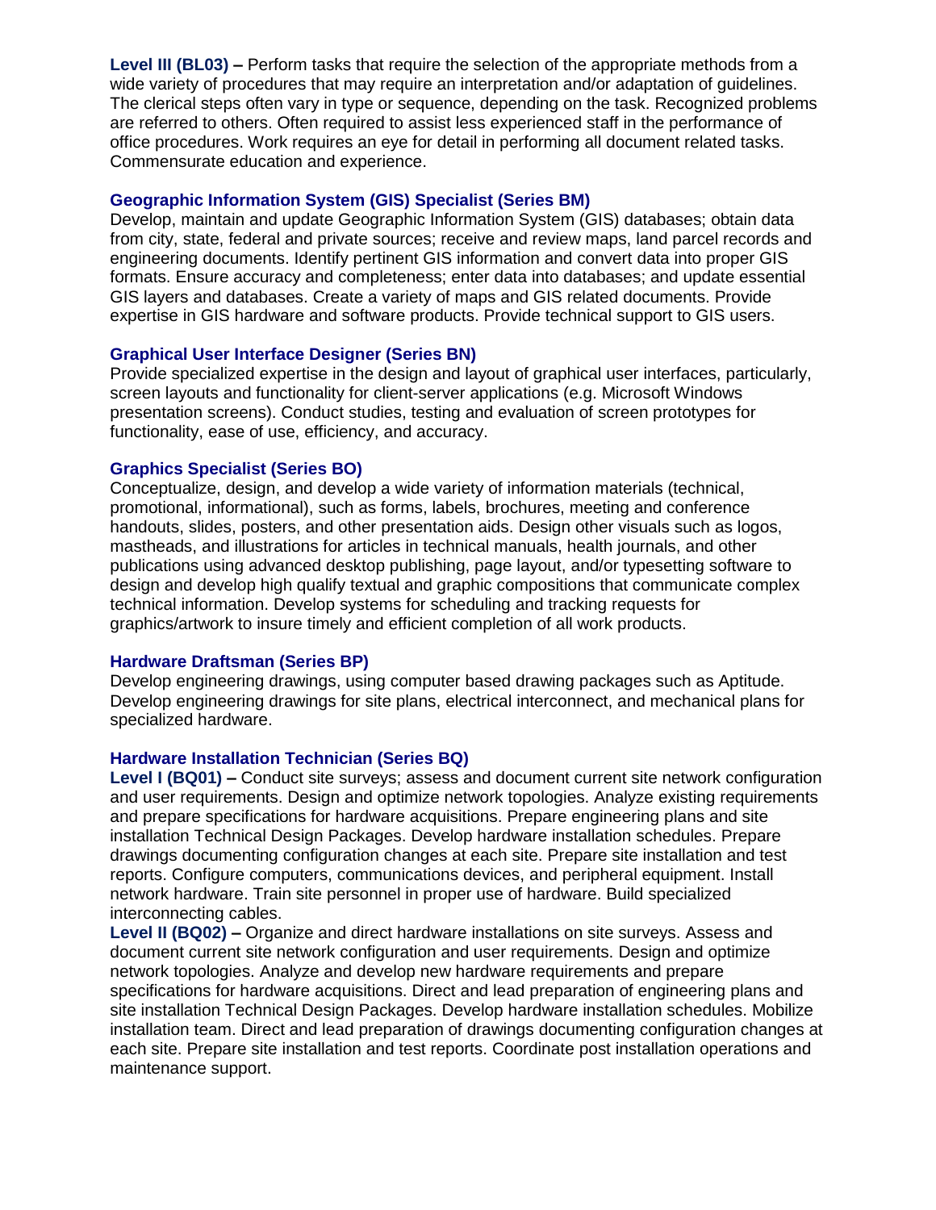**Level III (BL03) –** Perform tasks that require the selection of the appropriate methods from a wide variety of procedures that may require an interpretation and/or adaptation of guidelines. The clerical steps often vary in type or sequence, depending on the task. Recognized problems are referred to others. Often required to assist less experienced staff in the performance of office procedures. Work requires an eye for detail in performing all document related tasks. Commensurate education and experience.

### Geographic Information System (GIS) Specialist (Series BM)

Develop, maintain and update Geographic Information System (GIS) databases; obtain data from city, state, federal and private sources; receive and review maps, land parcel records and engineering documents. Identify pertinent GIS information and convert data into proper GIS formats. Ensure accuracy and completeness; enter data into databases; and update essential GIS layers and databases. Create a variety of maps and GIS related documents. Provide expertise in GIS hardware and software products. Provide technical support to GIS users.

### Graphical User Interface Designer (Series BN)

Provide specialized expertise in the design and layout of graphical user interfaces, particularly, screen layouts and functionality for client-server applications (e.g. Microsoft Windows presentation screens). Conduct studies, testing and evaluation of screen prototypes for functionality, ease of use, efficiency, and accuracy.

### Graphics Specialist (Series BO)

Conceptualize, design, and develop a wide variety of information materials (technical, promotional, informational), such as forms, labels, brochures, meeting and conference handouts, slides, posters, and other presentation aids. Design other visuals such as logos, mastheads, and illustrations for articles in technical manuals, health journals, and other publications using advanced desktop publishing, page layout, and/or typesetting software to design and develop high qualify textual and graphic compositions that communicate complex technical information. Develop systems for scheduling and tracking requests for graphics/artwork to insure timely and efficient completion of all work products.

### Hardware Draftsman (Series BP)

Develop engineering drawings, using computer based drawing packages such as Aptitude. Develop engineering drawings for site plans, electrical interconnect, and mechanical plans for specialized hardware.

### Hardware Installation Technician (Series BQ)

**Level I (BQ01) –** Conduct site surveys; assess and document current site network configuration and user requirements. Design and optimize network topologies. Analyze existing requirements and prepare specifications for hardware acquisitions. Prepare engineering plans and site installation Technical Design Packages. Develop hardware installation schedules. Prepare drawings documenting configuration changes at each site. Prepare site installation and test reports. Configure computers, communications devices, and peripheral equipment. Install network hardware. Train site personnel in proper use of hardware. Build specialized interconnecting cables.

**Level II (BQ02) –** Organize and direct hardware installations on site surveys. Assess and document current site network configuration and user requirements. Design and optimize network topologies. Analyze and develop new hardware requirements and prepare specifications for hardware acquisitions. Direct and lead preparation of engineering plans and site installation Technical Design Packages. Develop hardware installation schedules. Mobilize installation team. Direct and lead preparation of drawings documenting configuration changes at each site. Prepare site installation and test reports. Coordinate post installation operations and maintenance support.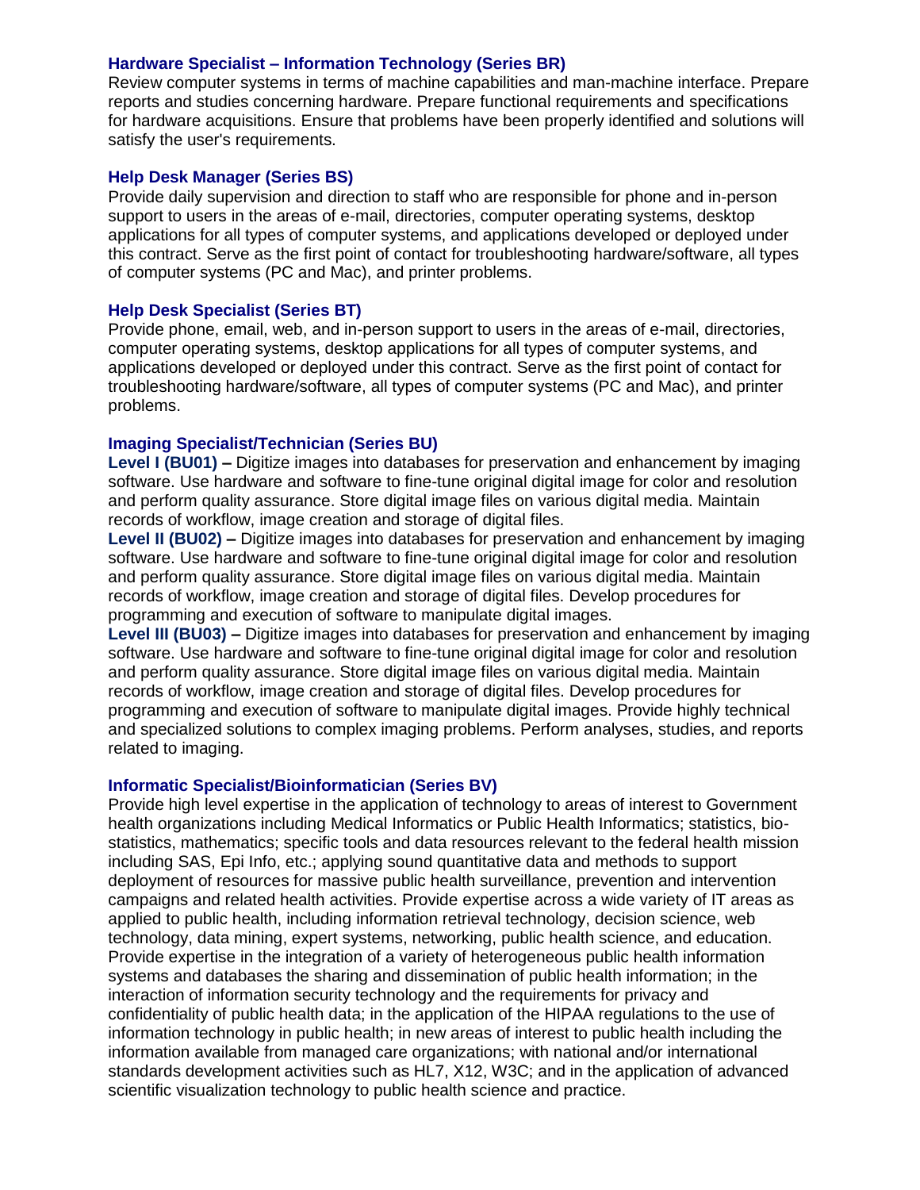### Hardware Specialist – Information Technology (Series BR)

Review computer systems in terms of machine capabilities and man-machine interface. Prepare reports and studies concerning hardware. Prepare functional requirements and specifications for hardware acquisitions. Ensure that problems have been properly identified and solutions will satisfy the user's requirements.

### Help Desk Manager (Series BS)

Provide daily supervision and direction to staff who are responsible for phone and in-person support to users in the areas of e-mail, directories, computer operating systems, desktop applications for all types of computer systems, and applications developed or deployed under this contract. Serve as the first point of contact for troubleshooting hardware/software, all types of computer systems (PC and Mac), and printer problems.

### Help Desk Specialist (Series BT)

Provide phone, email, web, and in-person support to users in the areas of e-mail, directories, computer operating systems, desktop applications for all types of computer systems, and applications developed or deployed under this contract. Serve as the first point of contact for troubleshooting hardware/software, all types of computer systems (PC and Mac), and printer problems.

### Imaging Specialist/Technician (Series BU)

**Level I (BU01) –** Digitize images into databases for preservation and enhancement by imaging software. Use hardware and software to fine-tune original digital image for color and resolution and perform quality assurance. Store digital image files on various digital media. Maintain records of workflow, image creation and storage of digital files.

**Level II (BU02) –** Digitize images into databases for preservation and enhancement by imaging software. Use hardware and software to fine-tune original digital image for color and resolution and perform quality assurance. Store digital image files on various digital media. Maintain records of workflow, image creation and storage of digital files. Develop procedures for programming and execution of software to manipulate digital images.

**Level III (BU03) –** Digitize images into databases for preservation and enhancement by imaging software. Use hardware and software to fine-tune original digital image for color and resolution and perform quality assurance. Store digital image files on various digital media. Maintain records of workflow, image creation and storage of digital files. Develop procedures for programming and execution of software to manipulate digital images. Provide highly technical and specialized solutions to complex imaging problems. Perform analyses, studies, and reports related to imaging.

### Informatic Specialist/Bioinformatician (Series BV)

Provide high level expertise in the application of technology to areas of interest to Government health organizations including Medical Informatics or Public Health Informatics; statistics, bio-statistics, mathematics; specific tools and data resources relevant to the federal health mission including SAS, Epi Info, etc.; applying sound quantitative data and methods to support deployment of resources for massive public health surveillance, prevention and intervention campaigns and related health activities. Provide expertise across a wide variety of IT areas as applied to public health, including information retrieval technology, decision science, web technology, data mining, expert systems, networking, public health science, and education. Provide expertise in the integration of a variety of heterogeneous public health information systems and databases the sharing and dissemination of public health information; in the interaction of information security technology and the requirements for privacy and confidentiality of public health data; in the application of the HIPAA regulations to the use of information technology in public health; in new areas of interest to public health including the information available from managed care organizations; with national and/or international standards development activities such as HL7, X12, W3C; and in the application of advanced scientific visualization technology to public health science and practice.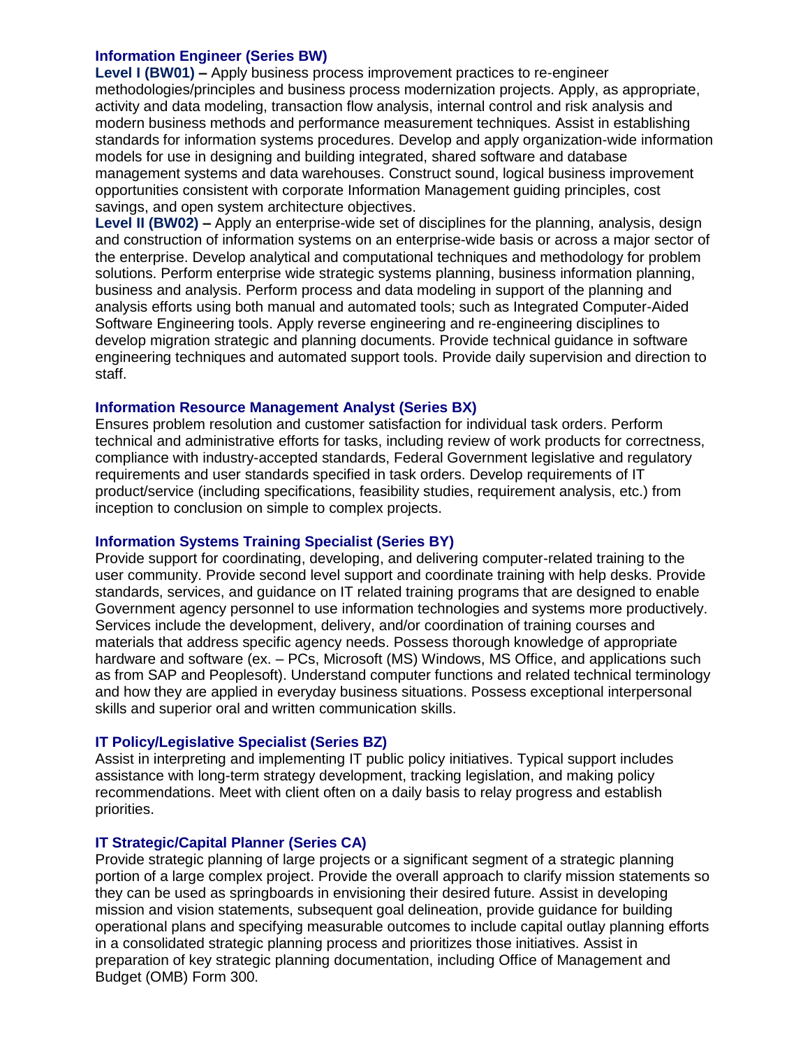### Information Engineer (Series BW)

**Level I (BW01) –** Apply business process improvement practices to re-engineer methodologies/principles and business process modernization projects. Apply, as appropriate, activity and data modeling, transaction flow analysis, internal control and risk analysis and modern business methods and performance measurement techniques. Assist in establishing standards for information systems procedures. Develop and apply organization-wide information models for use in designing and building integrated, shared software and database management systems and data warehouses. Construct sound, logical business improvement opportunities consistent with corporate Information Management guiding principles, cost savings, and open system architecture objectives.

**Level II (BW02) –** Apply an enterprise-wide set of disciplines for the planning, analysis, design and construction of information systems on an enterprise-wide basis or across a major sector of the enterprise. Develop analytical and computational techniques and methodology for problem solutions. Perform enterprise wide strategic systems planning, business information planning, business and analysis. Perform process and data modeling in support of the planning and analysis efforts using both manual and automated tools; such as Integrated Computer-Aided Software Engineering tools. Apply reverse engineering and re-engineering disciplines to develop migration strategic and planning documents. Provide technical guidance in software engineering techniques and automated support tools. Provide daily supervision and direction to staff.

### Information Resource Management Analyst (Series BX)

Ensures problem resolution and customer satisfaction for individual task orders. Perform technical and administrative efforts for tasks, including review of work products for correctness, compliance with industry-accepted standards, Federal Government legislative and regulatory requirements and user standards specified in task orders. Develop requirements of IT product/service (including specifications, feasibility studies, requirement analysis, etc.) from inception to conclusion on simple to complex projects.

### Information Systems Training Specialist (Series BY)

Provide support for coordinating, developing, and delivering computer-related training to the user community. Provide second level support and coordinate training with help desks. Provide standards, services, and guidance on IT related training programs that are designed to enable Government agency personnel to use information technologies and systems more productively. Services include the development, delivery, and/or coordination of training courses and materials that address specific agency needs. Possess thorough knowledge of appropriate hardware and software (ex. – PCs, Microsoft (MS) Windows, MS Office, and applications such as from SAP and Peoplesoft). Understand computer functions and related technical terminology and how they are applied in everyday business situations. Possess exceptional interpersonal skills and superior oral and written communication skills.

### IT Policy/Legislative Specialist (Series BZ)

Assist in interpreting and implementing IT public policy initiatives. Typical support includes assistance with long-term strategy development, tracking legislation, and making policy recommendations. Meet with client often on a daily basis to relay progress and establish priorities.

### IT Strategic/Capital Planner (Series CA)

Provide strategic planning of large projects or a significant segment of a strategic planning portion of a large complex project. Provide the overall approach to clarify mission statements so they can be used as springboards in envisioning their desired future. Assist in developing mission and vision statements, subsequent goal delineation, provide guidance for building operational plans and specifying measurable outcomes to include capital outlay planning efforts in a consolidated strategic planning process and prioritizes those initiatives. Assist in preparation of key strategic planning documentation, including Office of Management and Budget (OMB) Form 300.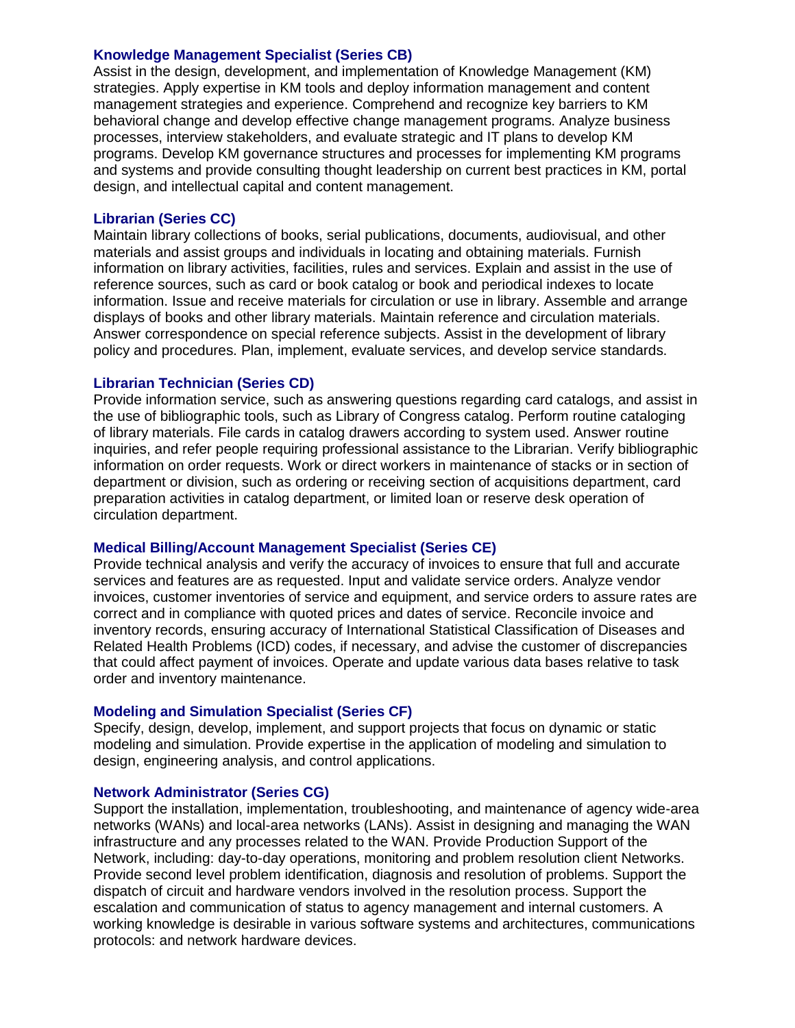### Knowledge Management Specialist (Series CB)

Assist in the design, development, and implementation of Knowledge Management (KM) strategies. Apply expertise in KM tools and deploy information management and content management strategies and experience. Comprehend and recognize key barriers to KM behavioral change and develop effective change management programs. Analyze business processes, interview stakeholders, and evaluate strategic and IT plans to develop KM programs. Develop KM governance structures and processes for implementing KM programs and systems and provide consulting thought leadership on current best practices in KM, portal design, and intellectual capital and content management.

### Librarian (Series CC)

Maintain library collections of books, serial publications, documents, audiovisual, and other materials and assist groups and individuals in locating and obtaining materials. Furnish information on library activities, facilities, rules and services. Explain and assist in the use of reference sources, such as card or book catalog or book and periodical indexes to locate information. Issue and receive materials for circulation or use in library. Assemble and arrange displays of books and other library materials. Maintain reference and circulation materials. Answer correspondence on special reference subjects. Assist in the development of library policy and procedures. Plan, implement, evaluate services, and develop service standards.

### Librarian Technician (Series CD)

Provide information service, such as answering questions regarding card catalogs, and assist in the use of bibliographic tools, such as Library of Congress catalog. Perform routine cataloging of library materials. File cards in catalog drawers according to system used. Answer routine inquiries, and refer people requiring professional assistance to the Librarian. Verify bibliographic information on order requests. Work or direct workers in maintenance of stacks or in section of department or division, such as ordering or receiving section of acquisitions department, card preparation activities in catalog department, or limited loan or reserve desk operation of circulation department.

### Medical Billing/Account Management Specialist (Series CE)

Provide technical analysis and verify the accuracy of invoices to ensure that full and accurate services and features are as requested. Input and validate service orders. Analyze vendor invoices, customer inventories of service and equipment, and service orders to assure rates are correct and in compliance with quoted prices and dates of service. Reconcile invoice and inventory records, ensuring accuracy of International Statistical Classification of Diseases and Related Health Problems (ICD) codes, if necessary, and advise the customer of discrepancies that could affect payment of invoices. Operate and update various data bases relative to task order and inventory maintenance.

### Modeling and Simulation Specialist (Series CF)

Specify, design, develop, implement, and support projects that focus on dynamic or static modeling and simulation. Provide expertise in the application of modeling and simulation to design, engineering analysis, and control applications.

### Network Administrator (Series CG)

Support the installation, implementation, troubleshooting, and maintenance of agency wide-area networks (WANs) and local-area networks (LANs). Assist in designing and managing the WAN infrastructure and any processes related to the WAN. Provide Production Support of the Network, including: day-to-day operations, monitoring and problem resolution client Networks. Provide second level problem identification, diagnosis and resolution of problems. Support the dispatch of circuit and hardware vendors involved in the resolution process. Support the escalation and communication of status to agency management and internal customers. A working knowledge is desirable in various software systems and architectures, communications protocols: and network hardware devices.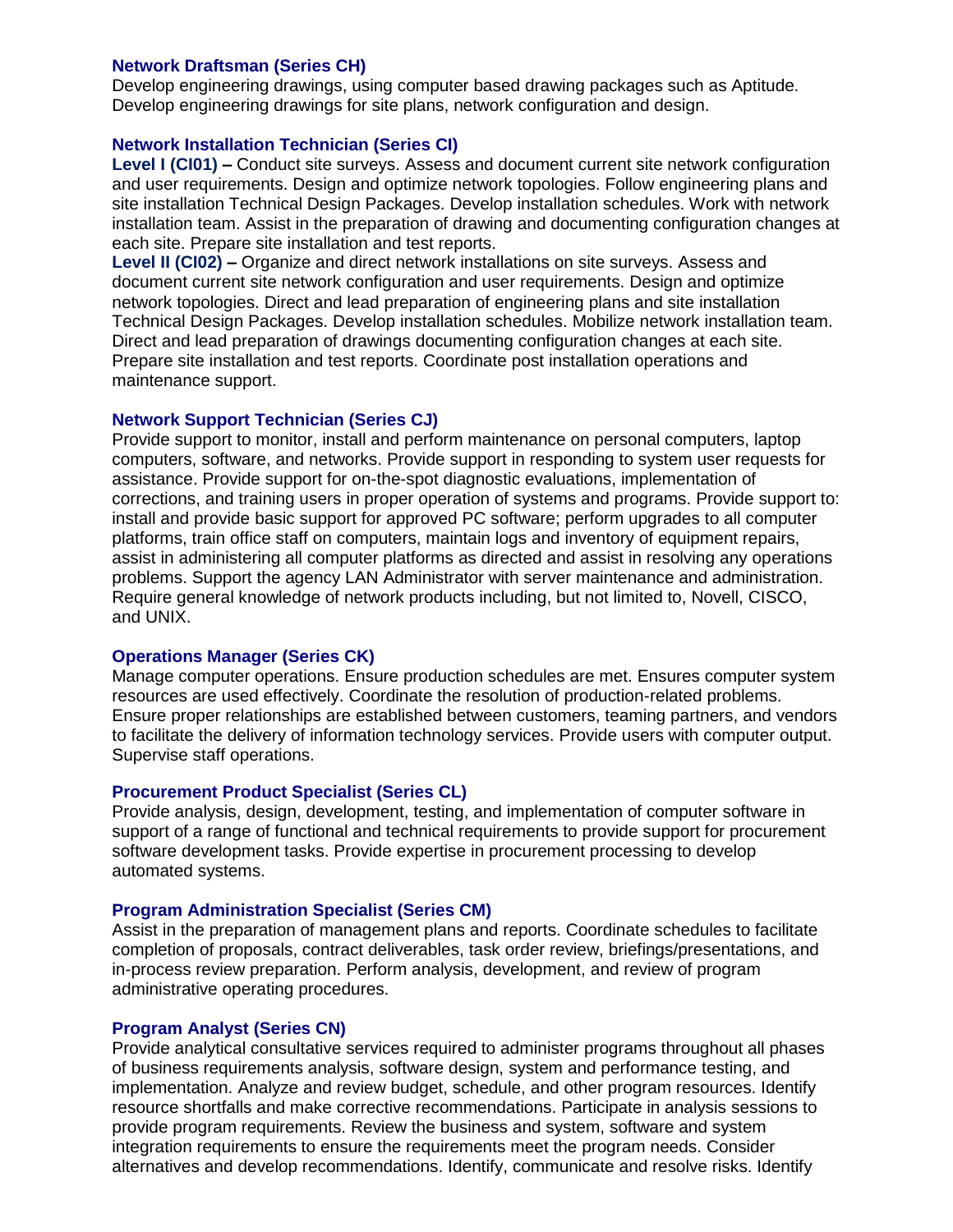### Network Draftsman (Series CH)

Develop engineering drawings, using computer based drawing packages such as Aptitude. Develop engineering drawings for site plans, network configuration and design.

### Network Installation Technician (Series CI)

**Level I (CI01) –** Conduct site surveys. Assess and document current site network configuration and user requirements. Design and optimize network topologies. Follow engineering plans and site installation Technical Design Packages. Develop installation schedules. Work with network installation team. Assist in the preparation of drawing and documenting configuration changes at each site. Prepare site installation and test reports.

**Level II (CI02) –** Organize and direct network installations on site surveys. Assess and document current site network configuration and user requirements. Design and optimize network topologies. Direct and lead preparation of engineering plans and site installation Technical Design Packages. Develop installation schedules. Mobilize network installation team. Direct and lead preparation of drawings documenting configuration changes at each site. Prepare site installation and test reports. Coordinate post installation operations and maintenance support.

### Network Support Technician (Series CJ)

Provide support to monitor, install and perform maintenance on personal computers, laptop computers, software, and networks. Provide support in responding to system user requests for assistance. Provide support for on-the-spot diagnostic evaluations, implementation of corrections, and training users in proper operation of systems and programs. Provide support to: install and provide basic support for approved PC software; perform upgrades to all computer platforms, train office staff on computers, maintain logs and inventory of equipment repairs, assist in administering all computer platforms as directed and assist in resolving any operations problems. Support the agency LAN Administrator with server maintenance and administration. Require general knowledge of network products including, but not limited to, Novell, CISCO, and UNIX.

### Operations Manager (Series CK)

Manage computer operations. Ensure production schedules are met. Ensures computer system resources are used effectively. Coordinate the resolution of production-related problems. Ensure proper relationships are established between customers, teaming partners, and vendors to facilitate the delivery of information technology services. Provide users with computer output. Supervise staff operations.

### Procurement Product Specialist (Series CL)

Provide analysis, design, development, testing, and implementation of computer software in support of a range of functional and technical requirements to provide support for procurement software development tasks. Provide expertise in procurement processing to develop automated systems.

### Program Administration Specialist (Series CM)

Assist in the preparation of management plans and reports. Coordinate schedules to facilitate completion of proposals, contract deliverables, task order review, briefings/presentations, and in-process review preparation. Perform analysis, development, and review of program administrative operating procedures.

### Program Analyst (Series CN)

Provide analytical consultative services required to administer programs throughout all phases of business requirements analysis, software design, system and performance testing, and implementation. Analyze and review budget, schedule, and other program resources. Identify resource shortfalls and make corrective recommendations. Participate in analysis sessions to provide program requirements. Review the business and system, software and system integration requirements to ensure the requirements meet the program needs. Consider alternatives and develop recommendations. Identify, communicate and resolve risks. Identify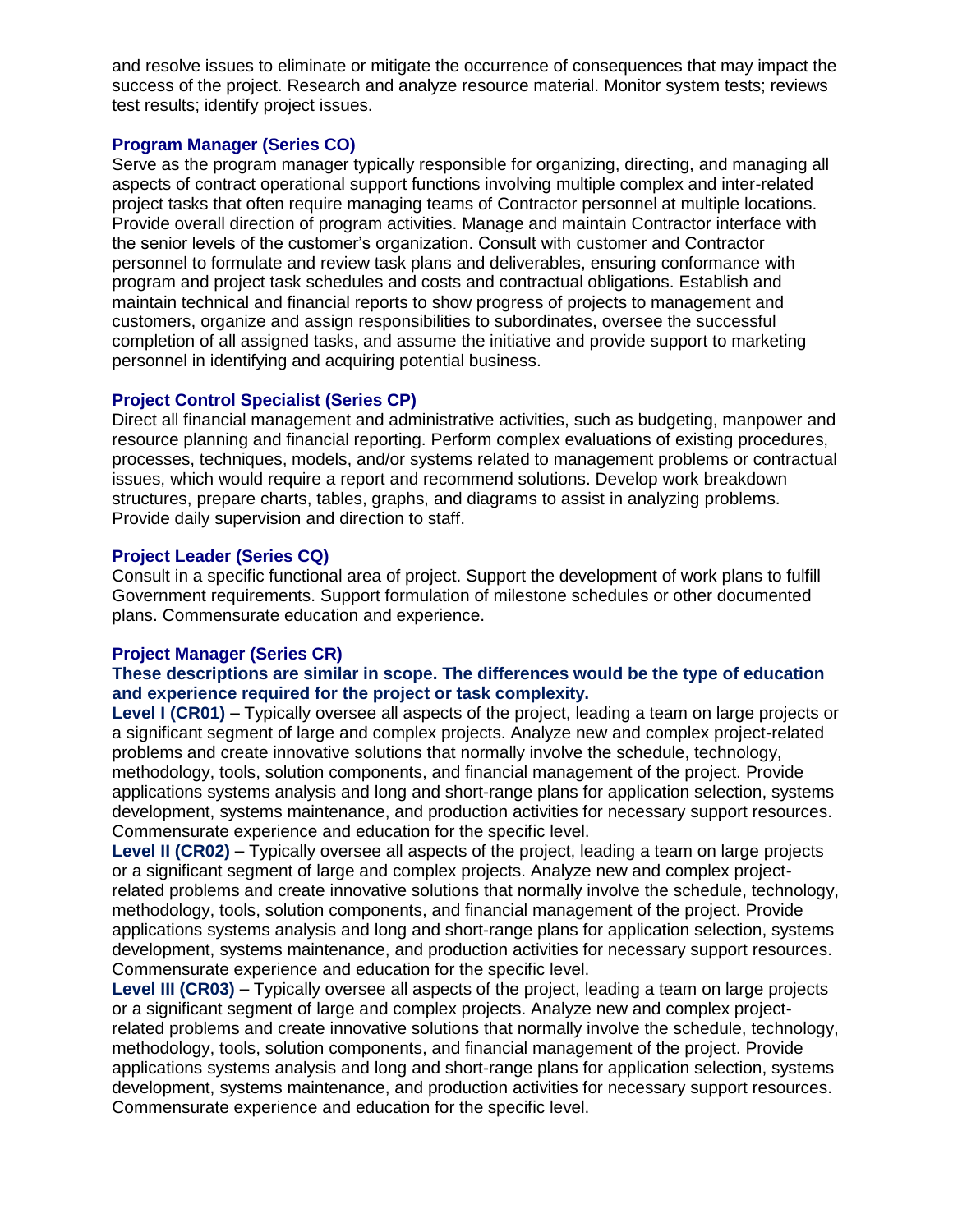and resolve issues to eliminate or mitigate the occurrence of consequences that may impact the success of the project. Research and analyze resource material. Monitor system tests; reviews test results; identify project issues.

### Program Manager (Series CO)

Serve as the program manager typically responsible for organizing, directing, and managing all aspects of contract operational support functions involving multiple complex and inter-related project tasks that often require managing teams of Contractor personnel at multiple locations. Provide overall direction of program activities. Manage and maintain Contractor interface with the senior levels of the customer's organization. Consult with customer and Contractor personnel to formulate and review task plans and deliverables, ensuring conformance with program and project task schedules and costs and contractual obligations. Establish and maintain technical and financial reports to show progress of projects to management and customers, organize and assign responsibilities to subordinates, oversee the successful completion of all assigned tasks, and assume the initiative and provide support to marketing personnel in identifying and acquiring potential business.

### Project Control Specialist (Series CP)

Direct all financial management and administrative activities, such as budgeting, manpower and resource planning and financial reporting. Perform complex evaluations of existing procedures, processes, techniques, models, and/or systems related to management problems or contractual issues, which would require a report and recommend solutions. Develop work breakdown structures, prepare charts, tables, graphs, and diagrams to assist in analyzing problems. Provide daily supervision and direction to staff.

### Project Leader (Series CQ)

Consult in a specific functional area of project. Support the development of work plans to fulfill Government requirements. Support formulation of milestone schedules or other documented plans. Commensurate education and experience.

### Project Manager (Series CR)

**These descriptions are similar in scope. The differences would be the type of education and experience required for the project or task complexity.**

**Level I (CR01) –** Typically oversee all aspects of the project, leading a team on large projects or a significant segment of large and complex projects. Analyze new and complex project-related problems and create innovative solutions that normally involve the schedule, technology, methodology, tools, solution components, and financial management of the project. Provide applications systems analysis and long and short-range plans for application selection, systems development, systems maintenance, and production activities for necessary support resources. Commensurate experience and education for the specific level.

**Level II (CR02) –** Typically oversee all aspects of the project, leading a team on large projects or a significant segment of large and complex projects. Analyze new and complex project-related problems and create innovative solutions that normally involve the schedule, technology, methodology, tools, solution components, and financial management of the project. Provide applications systems analysis and long and short-range plans for application selection, systems development, systems maintenance, and production activities for necessary support resources. Commensurate experience and education for the specific level.

**Level III (CR03) –** Typically oversee all aspects of the project, leading a team on large projects or a significant segment of large and complex projects. Analyze new and complex project-related problems and create innovative solutions that normally involve the schedule, technology, methodology, tools, solution components, and financial management of the project. Provide applications systems analysis and long and short-range plans for application selection, systems development, systems maintenance, and production activities for necessary support resources. Commensurate experience and education for the specific level.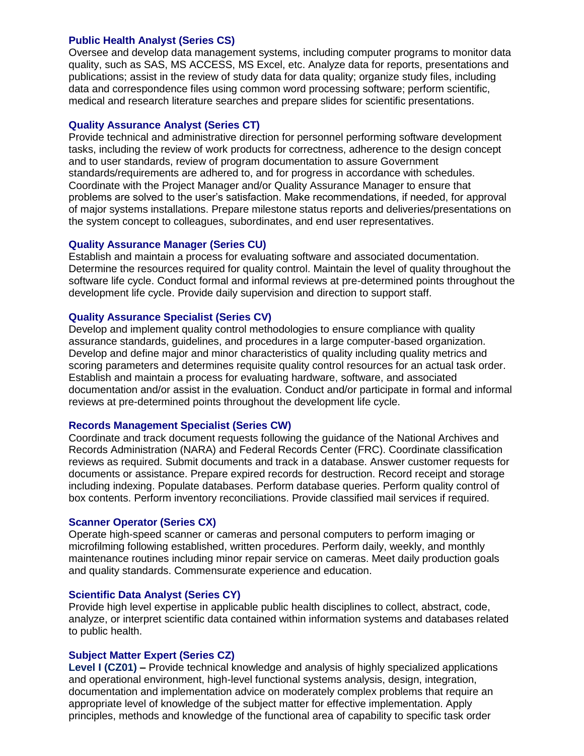### Public Health Analyst (Series CS)

Oversee and develop data management systems, including computer programs to monitor data quality, such as SAS, MS ACCESS, MS Excel, etc. Analyze data for reports, presentations and publications; assist in the review of study data for data quality; organize study files, including data and correspondence files using common word processing software; perform scientific, medical and research literature searches and prepare slides for scientific presentations.

### Quality Assurance Analyst (Series CT)

Provide technical and administrative direction for personnel performing software development tasks, including the review of work products for correctness, adherence to the design concept and to user standards, review of program documentation to assure Government standards/requirements are adhered to, and for progress in accordance with schedules. Coordinate with the Project Manager and/or Quality Assurance Manager to ensure that problems are solved to the user's satisfaction. Make recommendations, if needed, for approval of major systems installations. Prepare milestone status reports and deliveries/presentations on the system concept to colleagues, subordinates, and end user representatives.

### Quality Assurance Manager (Series CU)

Establish and maintain a process for evaluating software and associated documentation. Determine the resources required for quality control. Maintain the level of quality throughout the software life cycle. Conduct formal and informal reviews at pre-determined points throughout the development life cycle. Provide daily supervision and direction to support staff.

### Quality Assurance Specialist (Series CV)

Develop and implement quality control methodologies to ensure compliance with quality assurance standards, guidelines, and procedures in a large computer-based organization. Develop and define major and minor characteristics of quality including quality metrics and scoring parameters and determines requisite quality control resources for an actual task order. Establish and maintain a process for evaluating hardware, software, and associated documentation and/or assist in the evaluation. Conduct and/or participate in formal and informal reviews at pre-determined points throughout the development life cycle.

### Records Management Specialist (Series CW)

Coordinate and track document requests following the guidance of the National Archives and Records Administration (NARA) and Federal Records Center (FRC). Coordinate classification reviews as required. Submit documents and track in a database. Answer customer requests for documents or assistance. Prepare expired records for destruction. Record receipt and storage including indexing. Populate databases. Perform database queries. Perform quality control of box contents. Perform inventory reconciliations. Provide classified mail services if required.

### Scanner Operator (Series CX)

Operate high-speed scanner or cameras and personal computers to perform imaging or microfilming following established, written procedures. Perform daily, weekly, and monthly maintenance routines including minor repair service on cameras. Meet daily production goals and quality standards. Commensurate experience and education.

### Scientific Data Analyst (Series CY)

Provide high level expertise in applicable public health disciplines to collect, abstract, code, analyze, or interpret scientific data contained within information systems and databases related to public health.

### Subject Matter Expert (Series CZ)

**Level I (CZ01) –** Provide technical knowledge and analysis of highly specialized applications and operational environment, high-level functional systems analysis, design, integration, documentation and implementation advice on moderately complex problems that require an appropriate level of knowledge of the subject matter for effective implementation. Apply principles, methods and knowledge of the functional area of capability to specific task order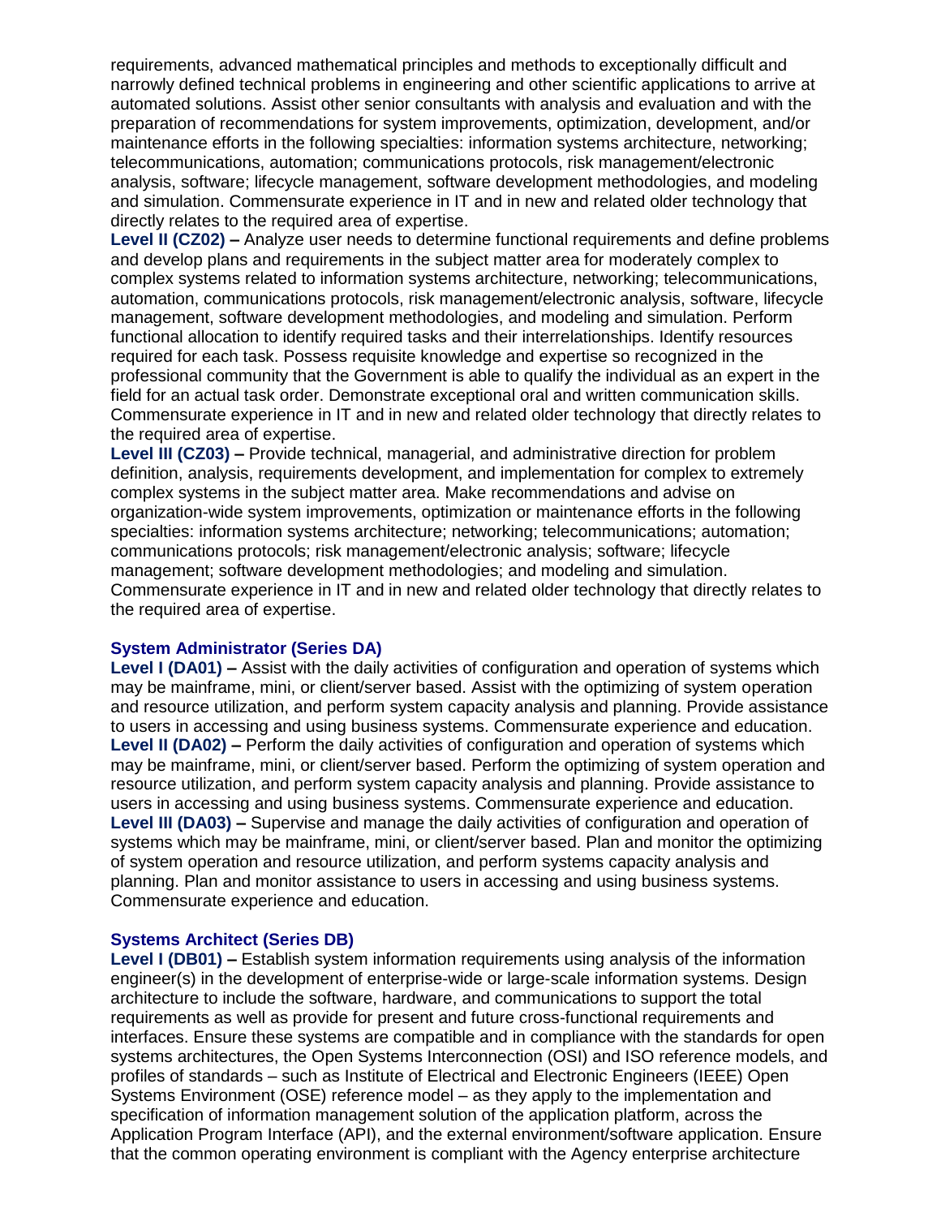requirements, advanced mathematical principles and methods to exceptionally difficult and narrowly defined technical problems in engineering and other scientific applications to arrive at automated solutions. Assist other senior consultants with analysis and evaluation and with the preparation of recommendations for system improvements, optimization, development, and/or maintenance efforts in the following specialties: information systems architecture, networking; telecommunications, automation; communications protocols, risk management/electronic analysis, software; lifecycle management, software development methodologies, and modeling and simulation. Commensurate experience in IT and in new and related older technology that directly relates to the required area of expertise.

**Level II (CZ02) –** Analyze user needs to determine functional requirements and define problems and develop plans and requirements in the subject matter area for moderately complex to complex systems related to information systems architecture, networking; telecommunications, automation, communications protocols, risk management/electronic analysis, software, lifecycle management, software development methodologies, and modeling and simulation. Perform functional allocation to identify required tasks and their interrelationships. Identify resources required for each task. Possess requisite knowledge and expertise so recognized in the professional community that the Government is able to qualify the individual as an expert in the field for an actual task order. Demonstrate exceptional oral and written communication skills. Commensurate experience in IT and in new and related older technology that directly relates to the required area of expertise.

**Level III (CZ03) –** Provide technical, managerial, and administrative direction for problem definition, analysis, requirements development, and implementation for complex to extremely complex systems in the subject matter area. Make recommendations and advise on organization-wide system improvements, optimization or maintenance efforts in the following specialties: information systems architecture; networking; telecommunications; automation; communications protocols; risk management/electronic analysis; software; lifecycle management; software development methodologies; and modeling and simulation. Commensurate experience in IT and in new and related older technology that directly relates to the required area of expertise.

### System Administrator (Series DA)

**Level I (DA01) –** Assist with the daily activities of configuration and operation of systems which may be mainframe, mini, or client/server based. Assist with the optimizing of system operation and resource utilization, and perform system capacity analysis and planning. Provide assistance to users in accessing and using business systems. Commensurate experience and education.

**Level II (DA02) –** Perform the daily activities of configuration and operation of systems which may be mainframe, mini, or client/server based. Perform the optimizing of system operation and resource utilization, and perform system capacity analysis and planning. Provide assistance to users in accessing and using business systems. Commensurate experience and education.

**Level III (DA03) –** Supervise and manage the daily activities of configuration and operation of systems which may be mainframe, mini, or client/server based. Plan and monitor the optimizing of system operation and resource utilization, and perform systems capacity analysis and planning. Plan and monitor assistance to users in accessing and using business systems. Commensurate experience and education.

### Systems Architect (Series DB)

**Level I (DB01) –** Establish system information requirements using analysis of the information engineer(s) in the development of enterprise-wide or large-scale information systems. Design architecture to include the software, hardware, and communications to support the total requirements as well as provide for present and future cross-functional requirements and interfaces. Ensure these systems are compatible and in compliance with the standards for open systems architectures, the Open Systems Interconnection (OSI) and ISO reference models, and profiles of standards – such as Institute of Electrical and Electronic Engineers (IEEE) Open Systems Environment (OSE) reference model – as they apply to the implementation and specification of information management solution of the application platform, across the Application Program Interface (API), and the external environment/software application. Ensure that the common operating environment is compliant with the Agency enterprise architecture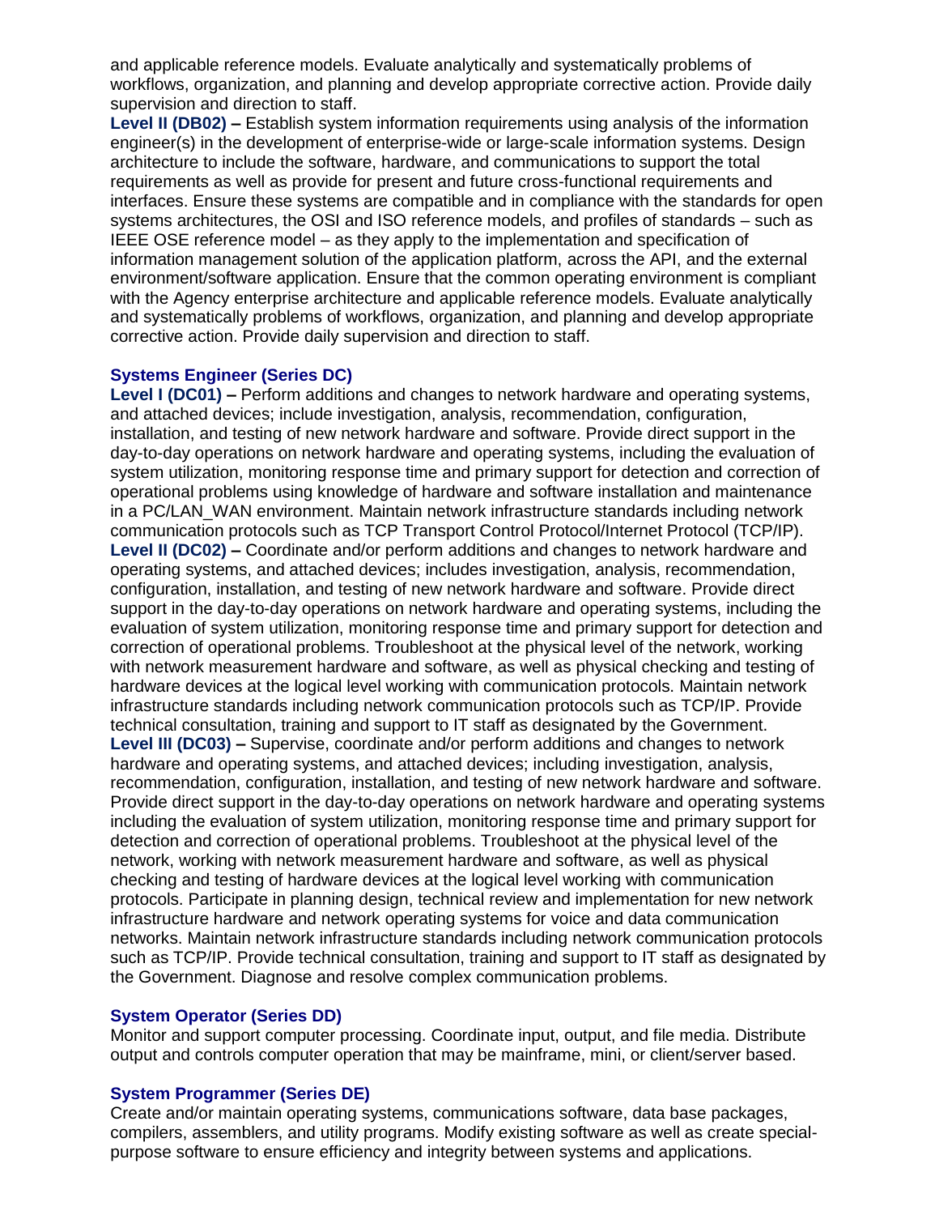and applicable reference models. Evaluate analytically and systematically problems of workflows, organization, and planning and develop appropriate corrective action. Provide daily supervision and direction to staff.

**Level II (DB02) –** Establish system information requirements using analysis of the information engineer(s) in the development of enterprise-wide or large-scale information systems. Design architecture to include the software, hardware, and communications to support the total requirements as well as provide for present and future cross-functional requirements and interfaces. Ensure these systems are compatible and in compliance with the standards for open systems architectures, the OSI and ISO reference models, and profiles of standards – such as IEEE OSE reference model – as they apply to the implementation and specification of information management solution of the application platform, across the API, and the external environment/software application. Ensure that the common operating environment is compliant with the Agency enterprise architecture and applicable reference models. Evaluate analytically and systematically problems of workflows, organization, and planning and develop appropriate corrective action. Provide daily supervision and direction to staff.

### Systems Engineer (Series DC)

**Level I (DC01) –** Perform additions and changes to network hardware and operating systems, and attached devices; include investigation, analysis, recommendation, configuration, installation, and testing of new network hardware and software. Provide direct support in the day-to-day operations on network hardware and operating systems, including the evaluation of system utilization, monitoring response time and primary support for detection and correction of operational problems using knowledge of hardware and software installation and maintenance in a PC/LAN_WAN environment. Maintain network infrastructure standards including network communication protocols such as TCP Transport Control Protocol/Internet Protocol (TCP/IP).

**Level II (DC02) –** Coordinate and/or perform additions and changes to network hardware and operating systems, and attached devices; includes investigation, analysis, recommendation, configuration, installation, and testing of new network hardware and software. Provide direct support in the day-to-day operations on network hardware and operating systems, including the evaluation of system utilization, monitoring response time and primary support for detection and correction of operational problems. Troubleshoot at the physical level of the network, working with network measurement hardware and software, as well as physical checking and testing of hardware devices at the logical level working with communication protocols. Maintain network infrastructure standards including network communication protocols such as TCP/IP. Provide technical consultation, training and support to IT staff as designated by the Government.

**Level III (DC03) –** Supervise, coordinate and/or perform additions and changes to network hardware and operating systems, and attached devices; including investigation, analysis, recommendation, configuration, installation, and testing of new network hardware and software. Provide direct support in the day-to-day operations on network hardware and operating systems including the evaluation of system utilization, monitoring response time and primary support for detection and correction of operational problems. Troubleshoot at the physical level of the network, working with network measurement hardware and software, as well as physical checking and testing of hardware devices at the logical level working with communication protocols. Participate in planning design, technical review and implementation for new network infrastructure hardware and network operating systems for voice and data communication networks. Maintain network infrastructure standards including network communication protocols such as TCP/IP. Provide technical consultation, training and support to IT staff as designated by the Government. Diagnose and resolve complex communication problems.

### System Operator (Series DD)

Monitor and support computer processing. Coordinate input, output, and file media. Distribute output and controls computer operation that may be mainframe, mini, or client/server based.

### System Programmer (Series DE)

Create and/or maintain operating systems, communications software, data base packages, compilers, assemblers, and utility programs. Modify existing software as well as create special-purpose software to ensure efficiency and integrity between systems and applications.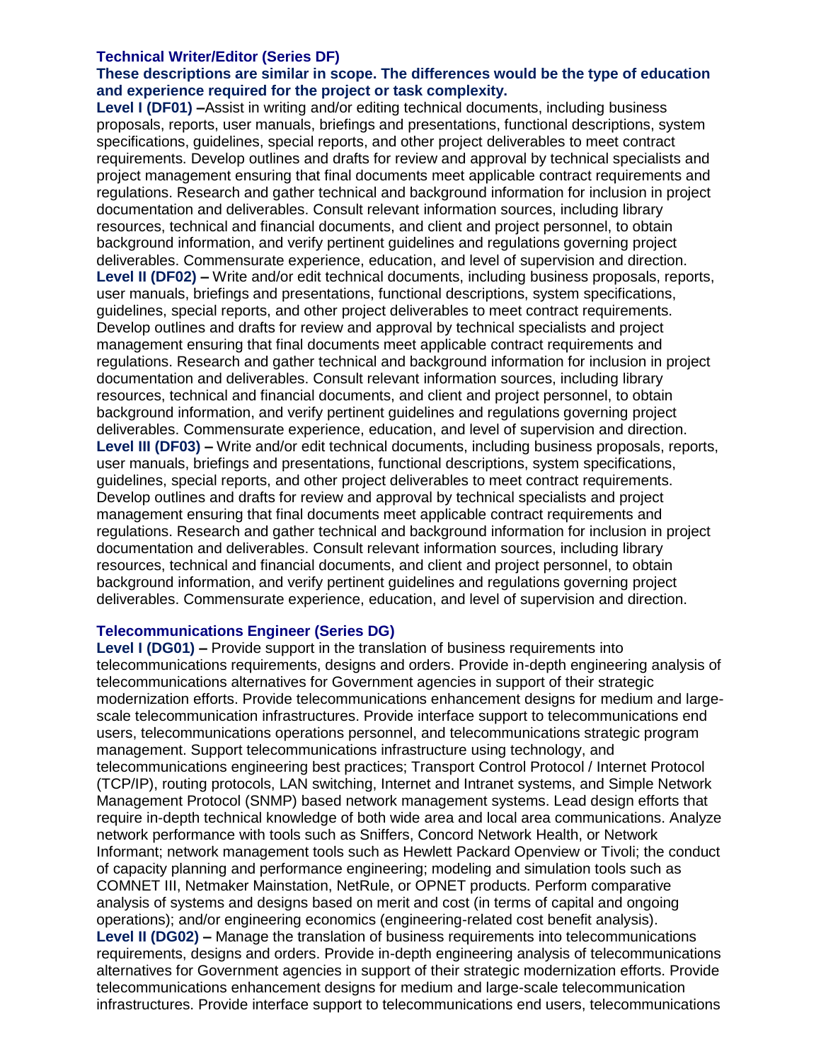**Technical Writer/Editor (Series DF)**

**These descriptions are similar in scope. The differences would be the type of education and experience required for the project or task complexity.**

**Level I (DF01) –**Assist in writing and/or editing technical documents, including business proposals, reports, user manuals, briefings and presentations, functional descriptions, system specifications, guidelines, special reports, and other project deliverables to meet contract requirements. Develop outlines and drafts for review and approval by technical specialists and project management ensuring that final documents meet applicable contract requirements and regulations. Research and gather technical and background information for inclusion in project documentation and deliverables. Consult relevant information sources, including library resources, technical and financial documents, and client and project personnel, to obtain background information, and verify pertinent guidelines and regulations governing project deliverables. Commensurate experience, education, and level of supervision and direction.

**Level II (DF02) –** Write and/or edit technical documents, including business proposals, reports, user manuals, briefings and presentations, functional descriptions, system specifications, guidelines, special reports, and other project deliverables to meet contract requirements. Develop outlines and drafts for review and approval by technical specialists and project management ensuring that final documents meet applicable contract requirements and regulations. Research and gather technical and background information for inclusion in project documentation and deliverables. Consult relevant information sources, including library resources, technical and financial documents, and client and project personnel, to obtain background information, and verify pertinent guidelines and regulations governing project deliverables. Commensurate experience, education, and level of supervision and direction.

**Level III (DF03) –** Write and/or edit technical documents, including business proposals, reports, user manuals, briefings and presentations, functional descriptions, system specifications, guidelines, special reports, and other project deliverables to meet contract requirements. Develop outlines and drafts for review and approval by technical specialists and project management ensuring that final documents meet applicable contract requirements and regulations. Research and gather technical and background information for inclusion in project documentation and deliverables. Consult relevant information sources, including library resources, technical and financial documents, and client and project personnel, to obtain background information, and verify pertinent guidelines and regulations governing project deliverables. Commensurate experience, education, and level of supervision and direction.

**Telecommunications Engineer (Series DG)**

**Level I (DG01) –** Provide support in the translation of business requirements into telecommunications requirements, designs and orders. Provide in-depth engineering analysis of telecommunications alternatives for Government agencies in support of their strategic modernization efforts. Provide telecommunications enhancement designs for medium and large-scale telecommunication infrastructures. Provide interface support to telecommunications end users, telecommunications operations personnel, and telecommunications strategic program management. Support telecommunications infrastructure using technology, and telecommunications engineering best practices; Transport Control Protocol / Internet Protocol (TCP/IP), routing protocols, LAN switching, Internet and Intranet systems, and Simple Network Management Protocol (SNMP) based network management systems. Lead design efforts that require in-depth technical knowledge of both wide area and local area communications. Analyze network performance with tools such as Sniffers, Concord Network Health, or Network Informant; network management tools such as Hewlett Packard Openview or Tivoli; the conduct of capacity planning and performance engineering; modeling and simulation tools such as COMNET III, Netmaker Mainstation, NetRule, or OPNET products. Perform comparative analysis of systems and designs based on merit and cost (in terms of capital and ongoing operations); and/or engineering economics (engineering-related cost benefit analysis).

**Level II (DG02) –** Manage the translation of business requirements into telecommunications requirements, designs and orders. Provide in-depth engineering analysis of telecommunications alternatives for Government agencies in support of their strategic modernization efforts. Provide telecommunications enhancement designs for medium and large-scale telecommunication infrastructures. Provide interface support to telecommunications end users, telecommunications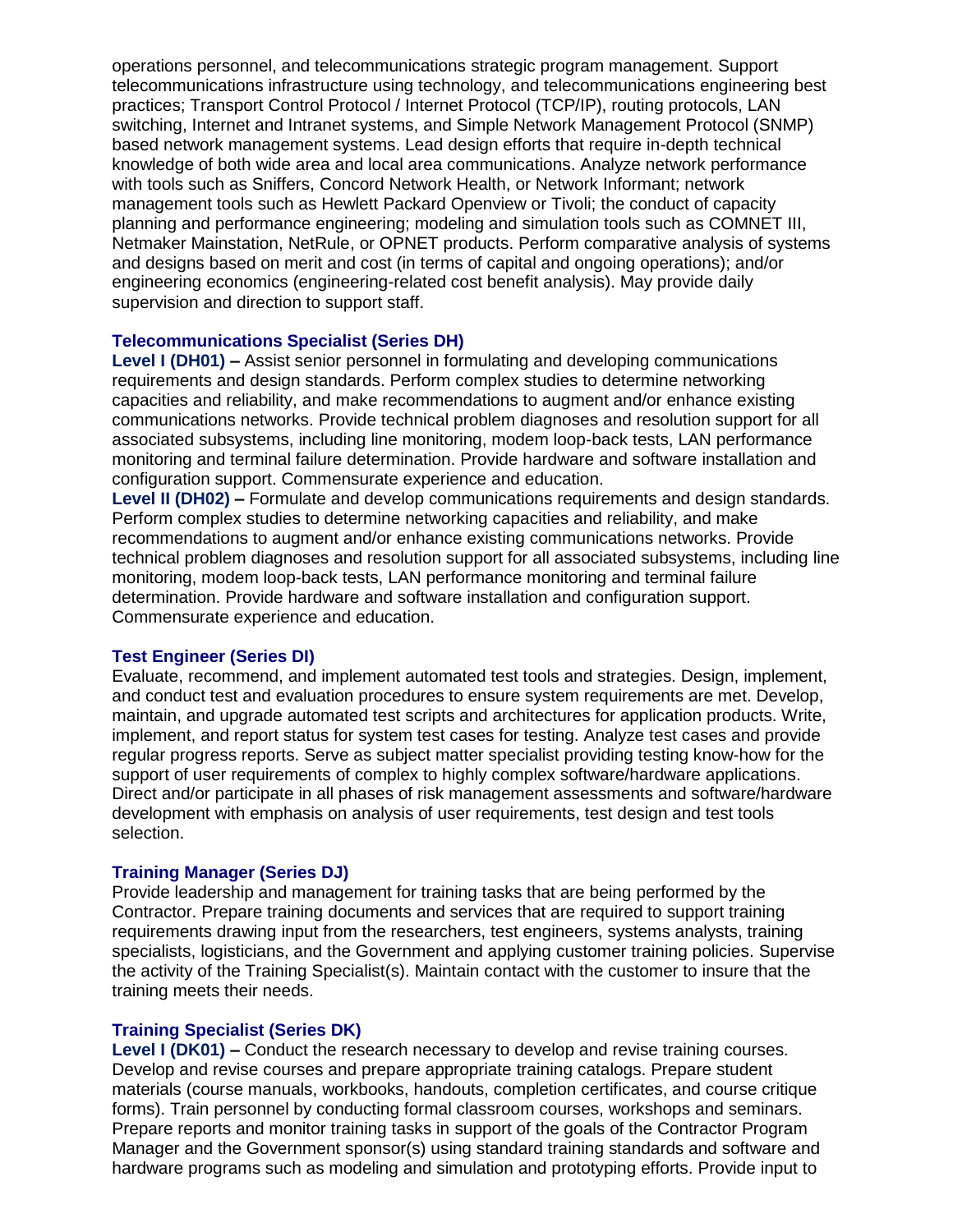operations personnel, and telecommunications strategic program management. Support telecommunications infrastructure using technology, and telecommunications engineering best practices; Transport Control Protocol / Internet Protocol (TCP/IP), routing protocols, LAN switching, Internet and Intranet systems, and Simple Network Management Protocol (SNMP) based network management systems. Lead design efforts that require in-depth technical knowledge of both wide area and local area communications. Analyze network performance with tools such as Sniffers, Concord Network Health, or Network Informant; network management tools such as Hewlett Packard Openview or Tivoli; the conduct of capacity planning and performance engineering; modeling and simulation tools such as COMNET III, Netmaker Mainstation, NetRule, or OPNET products. Perform comparative analysis of systems and designs based on merit and cost (in terms of capital and ongoing operations); and/or engineering economics (engineering-related cost benefit analysis). May provide daily supervision and direction to support staff.

### Telecommunications Specialist (Series DH)

**Level I (DH01) –** Assist senior personnel in formulating and developing communications requirements and design standards. Perform complex studies to determine networking capacities and reliability, and make recommendations to augment and/or enhance existing communications networks. Provide technical problem diagnoses and resolution support for all associated subsystems, including line monitoring, modem loop-back tests, LAN performance monitoring and terminal failure determination. Provide hardware and software installation and configuration support. Commensurate experience and education.

**Level II (DH02) –** Formulate and develop communications requirements and design standards. Perform complex studies to determine networking capacities and reliability, and make recommendations to augment and/or enhance existing communications networks. Provide technical problem diagnoses and resolution support for all associated subsystems, including line monitoring, modem loop-back tests, LAN performance monitoring and terminal failure determination. Provide hardware and software installation and configuration support. Commensurate experience and education.

### Test Engineer (Series DI)

Evaluate, recommend, and implement automated test tools and strategies. Design, implement, and conduct test and evaluation procedures to ensure system requirements are met. Develop, maintain, and upgrade automated test scripts and architectures for application products. Write, implement, and report status for system test cases for testing. Analyze test cases and provide regular progress reports. Serve as subject matter specialist providing testing know-how for the support of user requirements of complex to highly complex software/hardware applications. Direct and/or participate in all phases of risk management assessments and software/hardware development with emphasis on analysis of user requirements, test design and test tools selection.

### Training Manager (Series DJ)

Provide leadership and management for training tasks that are being performed by the Contractor. Prepare training documents and services that are required to support training requirements drawing input from the researchers, test engineers, systems analysts, training specialists, logisticians, and the Government and applying customer training policies. Supervise the activity of the Training Specialist(s). Maintain contact with the customer to insure that the training meets their needs.

### Training Specialist (Series DK)

**Level I (DK01) –** Conduct the research necessary to develop and revise training courses. Develop and revise courses and prepare appropriate training catalogs. Prepare student materials (course manuals, workbooks, handouts, completion certificates, and course critique forms). Train personnel by conducting formal classroom courses, workshops and seminars. Prepare reports and monitor training tasks in support of the goals of the Contractor Program Manager and the Government sponsor(s) using standard training standards and software and hardware programs such as modeling and simulation and prototyping efforts. Provide input to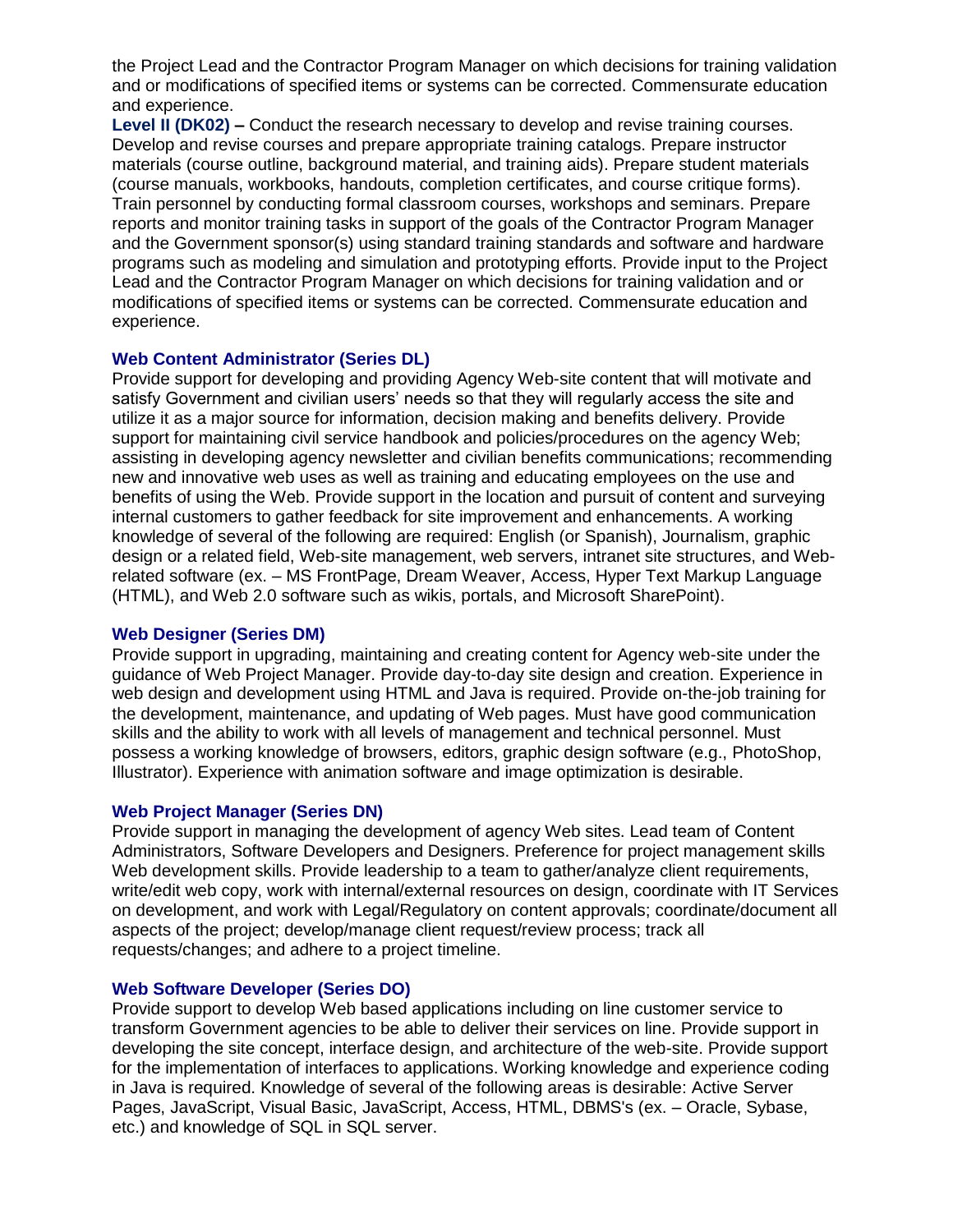the Project Lead and the Contractor Program Manager on which decisions for training validation and or modifications of specified items or systems can be corrected. Commensurate education and experience.

**Level II (DK02) –** Conduct the research necessary to develop and revise training courses. Develop and revise courses and prepare appropriate training catalogs. Prepare instructor materials (course outline, background material, and training aids). Prepare student materials (course manuals, workbooks, handouts, completion certificates, and course critique forms). Train personnel by conducting formal classroom courses, workshops and seminars. Prepare reports and monitor training tasks in support of the goals of the Contractor Program Manager and the Government sponsor(s) using standard training standards and software and hardware programs such as modeling and simulation and prototyping efforts. Provide input to the Project Lead and the Contractor Program Manager on which decisions for training validation and or modifications of specified items or systems can be corrected. Commensurate education and experience.

### Web Content Administrator (Series DL)

Provide support for developing and providing Agency Web-site content that will motivate and satisfy Government and civilian users' needs so that they will regularly access the site and utilize it as a major source for information, decision making and benefits delivery. Provide support for maintaining civil service handbook and policies/procedures on the agency Web; assisting in developing agency newsletter and civilian benefits communications; recommending new and innovative web uses as well as training and educating employees on the use and benefits of using the Web. Provide support in the location and pursuit of content and surveying internal customers to gather feedback for site improvement and enhancements. A working knowledge of several of the following are required: English (or Spanish), Journalism, graphic design or a related field, Web-site management, web servers, intranet site structures, and Web-related software (ex. – MS FrontPage, Dream Weaver, Access, Hyper Text Markup Language (HTML), and Web 2.0 software such as wikis, portals, and Microsoft SharePoint).

### Web Designer (Series DM)

Provide support in upgrading, maintaining and creating content for Agency web-site under the guidance of Web Project Manager. Provide day-to-day site design and creation. Experience in web design and development using HTML and Java is required. Provide on-the-job training for the development, maintenance, and updating of Web pages. Must have good communication skills and the ability to work with all levels of management and technical personnel. Must possess a working knowledge of browsers, editors, graphic design software (e.g., PhotoShop, Illustrator). Experience with animation software and image optimization is desirable.

### Web Project Manager (Series DN)

Provide support in managing the development of agency Web sites. Lead team of Content Administrators, Software Developers and Designers. Preference for project management skills Web development skills. Provide leadership to a team to gather/analyze client requirements, write/edit web copy, work with internal/external resources on design, coordinate with IT Services on development, and work with Legal/Regulatory on content approvals; coordinate/document all aspects of the project; develop/manage client request/review process; track all requests/changes; and adhere to a project timeline.

### Web Software Developer (Series DO)

Provide support to develop Web based applications including on line customer service to transform Government agencies to be able to deliver their services on line. Provide support in developing the site concept, interface design, and architecture of the web-site. Provide support for the implementation of interfaces to applications. Working knowledge and experience coding in Java is required. Knowledge of several of the following areas is desirable: Active Server Pages, JavaScript, Visual Basic, JavaScript, Access, HTML, DBMS's (ex. – Oracle, Sybase, etc.) and knowledge of SQL in SQL server.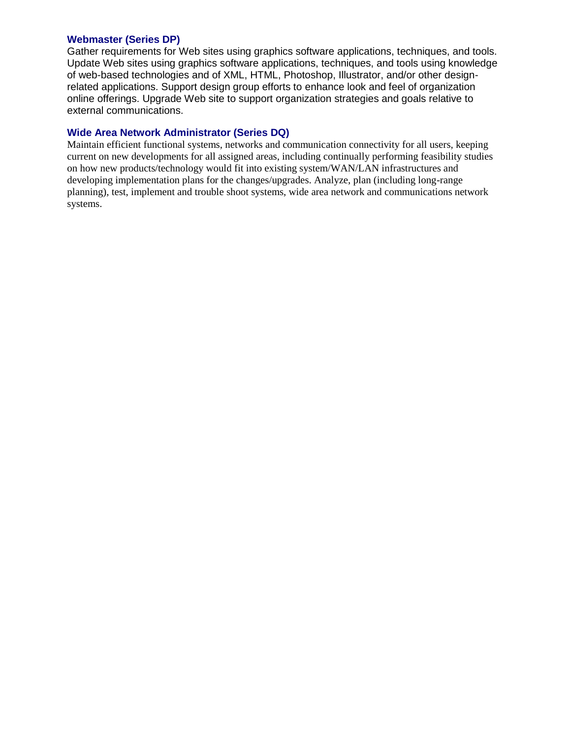### Webmaster (Series DP)

Gather requirements for Web sites using graphics software applications, techniques, and tools. Update Web sites using graphics software applications, techniques, and tools using knowledge of web-based technologies and of XML, HTML, Photoshop, Illustrator, and/or other design-related applications. Support design group efforts to enhance look and feel of organization online offerings. Upgrade Web site to support organization strategies and goals relative to external communications.

### Wide Area Network Administrator (Series DQ)

Maintain efficient functional systems, networks and communication connectivity for all users, keeping current on new developments for all assigned areas, including continually performing feasibility studies on how new products/technology would fit into existing system/WAN/LAN infrastructures and developing implementation plans for the changes/upgrades. Analyze, plan (including long-range planning), test, implement and trouble shoot systems, wide area network and communications network systems.